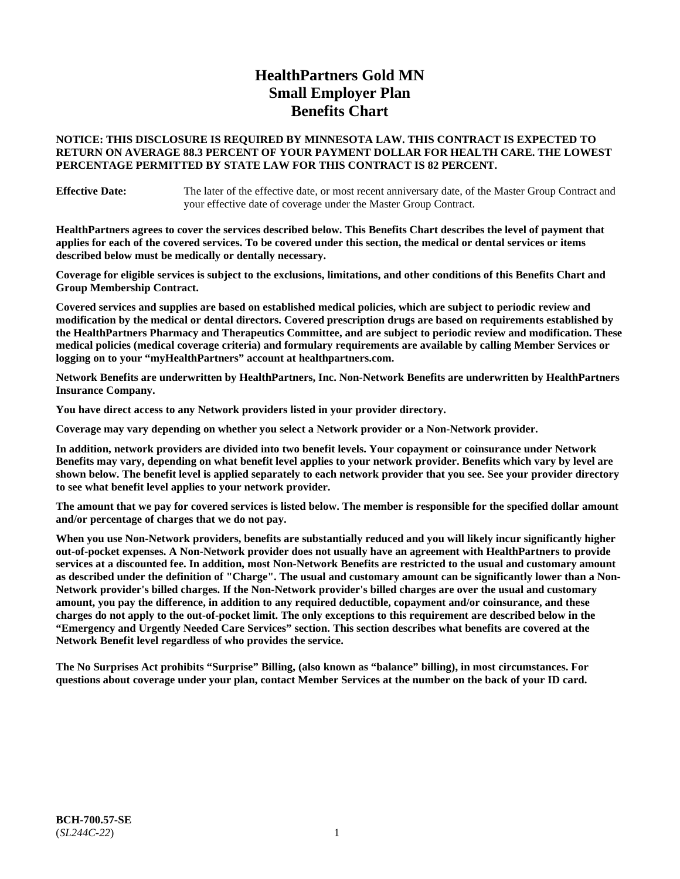# HealthPartners Gold MN
# Small Employer Plan
# Benefits Chart

**NOTICE: THIS DISCLOSURE IS REQUIRED BY MINNESOTA LAW. THIS CONTRACT IS EXPECTED TO RETURN ON AVERAGE 88.3 PERCENT OF YOUR PAYMENT DOLLAR FOR HEALTH CARE. THE LOWEST PERCENTAGE PERMITTED BY STATE LAW FOR THIS CONTRACT IS 82 PERCENT.**

**Effective Date:** The later of the effective date, or most recent anniversary date, of the Master Group Contract and your effective date of coverage under the Master Group Contract.

**HealthPartners agrees to cover the services described below. This Benefits Chart describes the level of payment that applies for each of the covered services. To be covered under this section, the medical or dental services or items described below must be medically or dentally necessary.**

**Coverage for eligible services is subject to the exclusions, limitations, and other conditions of this Benefits Chart and Group Membership Contract.**

**Covered services and supplies are based on established medical policies, which are subject to periodic review and modification by the medical or dental directors. Covered prescription drugs are based on requirements established by the HealthPartners Pharmacy and Therapeutics Committee, and are subject to periodic review and modification. These medical policies (medical coverage criteria) and formulary requirements are available by calling Member Services or logging on to your "myHealthPartners" account at healthpartners.com.**

**Network Benefits are underwritten by HealthPartners, Inc. Non-Network Benefits are underwritten by HealthPartners Insurance Company.**

**You have direct access to any Network providers listed in your provider directory.**

**Coverage may vary depending on whether you select a Network provider or a Non-Network provider.**

**In addition, network providers are divided into two benefit levels. Your copayment or coinsurance under Network Benefits may vary, depending on what benefit level applies to your network provider. Benefits which vary by level are shown below. The benefit level is applied separately to each network provider that you see. See your provider directory to see what benefit level applies to your network provider.**

**The amount that we pay for covered services is listed below. The member is responsible for the specified dollar amount and/or percentage of charges that we do not pay.**

**When you use Non-Network providers, benefits are substantially reduced and you will likely incur significantly higher out-of-pocket expenses. A Non-Network provider does not usually have an agreement with HealthPartners to provide services at a discounted fee. In addition, most Non-Network Benefits are restricted to the usual and customary amount as described under the definition of "Charge". The usual and customary amount can be significantly lower than a Non-Network provider's billed charges. If the Non-Network provider's billed charges are over the usual and customary amount, you pay the difference, in addition to any required deductible, copayment and/or coinsurance, and these charges do not apply to the out-of-pocket limit. The only exceptions to this requirement are described below in the "Emergency and Urgently Needed Care Services" section. This section describes what benefits are covered at the Network Benefit level regardless of who provides the service.**

**The No Surprises Act prohibits "Surprise" Billing, (also known as "balance" billing), in most circumstances. For questions about coverage under your plan, contact Member Services at the number on the back of your ID card.**

**BCH-700.57-SE**
(*SL244C-22*)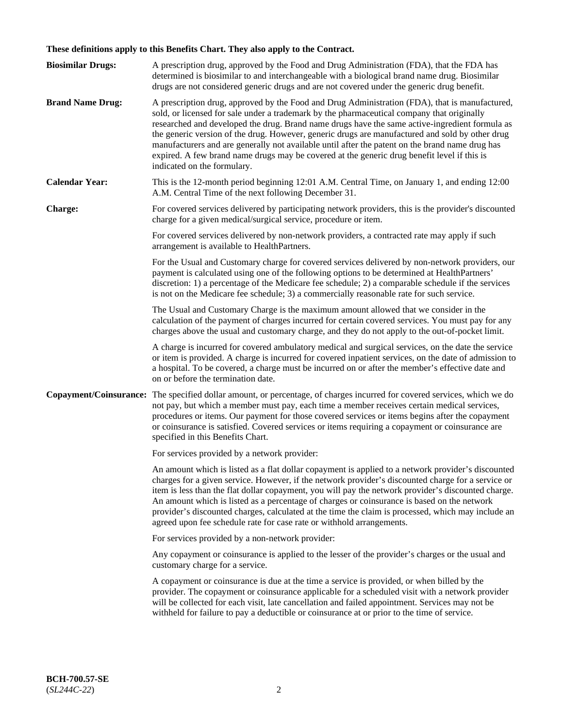**These definitions apply to this Benefits Chart. They also apply to the Contract.**

**Biosimilar Drugs:** A prescription drug, approved by the Food and Drug Administration (FDA), that the FDA has determined is biosimilar to and interchangeable with a biological brand name drug. Biosimilar drugs are not considered generic drugs and are not covered under the generic drug benefit.

**Brand Name Drug:** A prescription drug, approved by the Food and Drug Administration (FDA), that is manufactured, sold, or licensed for sale under a trademark by the pharmaceutical company that originally researched and developed the drug. Brand name drugs have the same active-ingredient formula as the generic version of the drug. However, generic drugs are manufactured and sold by other drug manufacturers and are generally not available until after the patent on the brand name drug has expired. A few brand name drugs may be covered at the generic drug benefit level if this is indicated on the formulary.

**Calendar Year:** This is the 12-month period beginning 12:01 A.M. Central Time, on January 1, and ending 12:00 A.M. Central Time of the next following December 31.

**Charge:** For covered services delivered by participating network providers, this is the provider's discounted charge for a given medical/surgical service, procedure or item.

For covered services delivered by non-network providers, a contracted rate may apply if such arrangement is available to HealthPartners.

For the Usual and Customary charge for covered services delivered by non-network providers, our payment is calculated using one of the following options to be determined at HealthPartners' discretion: 1) a percentage of the Medicare fee schedule; 2) a comparable schedule if the services is not on the Medicare fee schedule; 3) a commercially reasonable rate for such service.

The Usual and Customary Charge is the maximum amount allowed that we consider in the calculation of the payment of charges incurred for certain covered services. You must pay for any charges above the usual and customary charge, and they do not apply to the out-of-pocket limit.

A charge is incurred for covered ambulatory medical and surgical services, on the date the service or item is provided. A charge is incurred for covered inpatient services, on the date of admission to a hospital. To be covered, a charge must be incurred on or after the member's effective date and on or before the termination date.

**Copayment/Coinsurance:** The specified dollar amount, or percentage, of charges incurred for covered services, which we do not pay, but which a member must pay, each time a member receives certain medical services, procedures or items. Our payment for those covered services or items begins after the copayment or coinsurance is satisfied. Covered services or items requiring a copayment or coinsurance are specified in this Benefits Chart.

For services provided by a network provider:

An amount which is listed as a flat dollar copayment is applied to a network provider's discounted charges for a given service. However, if the network provider's discounted charge for a service or item is less than the flat dollar copayment, you will pay the network provider's discounted charge. An amount which is listed as a percentage of charges or coinsurance is based on the network provider's discounted charges, calculated at the time the claim is processed, which may include an agreed upon fee schedule rate for case rate or withhold arrangements.

For services provided by a non-network provider:

Any copayment or coinsurance is applied to the lesser of the provider's charges or the usual and customary charge for a service.

A copayment or coinsurance is due at the time a service is provided, or when billed by the provider. The copayment or coinsurance applicable for a scheduled visit with a network provider will be collected for each visit, late cancellation and failed appointment. Services may not be withheld for failure to pay a deductible or coinsurance at or prior to the time of service.

**BCH-700.57-SE**
(*SL244C-22*)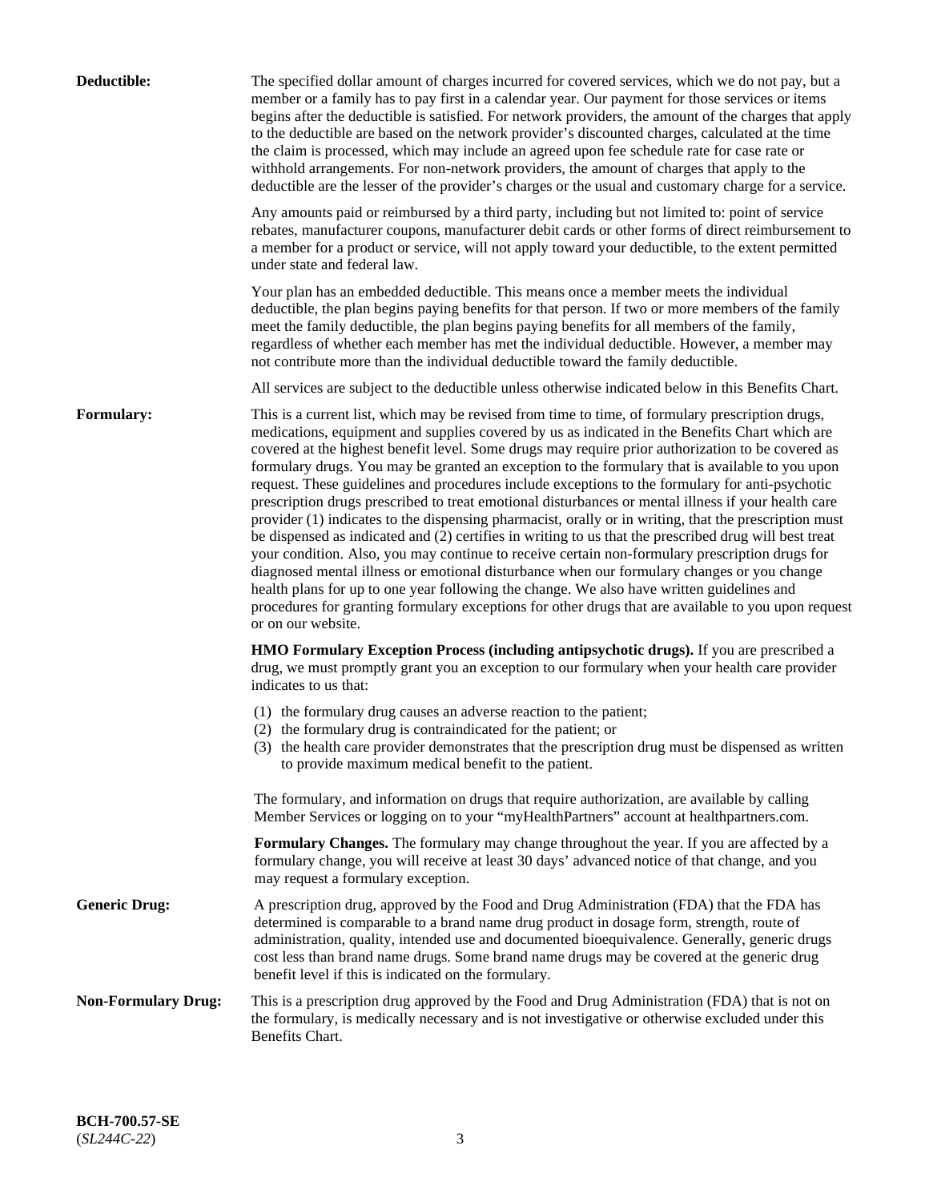**Deductible:** The specified dollar amount of charges incurred for covered services, which we do not pay, but a member or a family has to pay first in a calendar year. Our payment for those services or items begins after the deductible is satisfied. For network providers, the amount of the charges that apply to the deductible are based on the network provider's discounted charges, calculated at the time the claim is processed, which may include an agreed upon fee schedule rate for case rate or withhold arrangements. For non-network providers, the amount of charges that apply to the deductible are the lesser of the provider's charges or the usual and customary charge for a service.

Any amounts paid or reimbursed by a third party, including but not limited to: point of service rebates, manufacturer coupons, manufacturer debit cards or other forms of direct reimbursement to a member for a product or service, will not apply toward your deductible, to the extent permitted under state and federal law.

Your plan has an embedded deductible. This means once a member meets the individual deductible, the plan begins paying benefits for that person. If two or more members of the family meet the family deductible, the plan begins paying benefits for all members of the family, regardless of whether each member has met the individual deductible. However, a member may not contribute more than the individual deductible toward the family deductible.

All services are subject to the deductible unless otherwise indicated below in this Benefits Chart.

**Formulary:** This is a current list, which may be revised from time to time, of formulary prescription drugs, medications, equipment and supplies covered by us as indicated in the Benefits Chart which are covered at the highest benefit level. Some drugs may require prior authorization to be covered as formulary drugs. You may be granted an exception to the formulary that is available to you upon request. These guidelines and procedures include exceptions to the formulary for anti-psychotic prescription drugs prescribed to treat emotional disturbances or mental illness if your health care provider (1) indicates to the dispensing pharmacist, orally or in writing, that the prescription must be dispensed as indicated and (2) certifies in writing to us that the prescribed drug will best treat your condition. Also, you may continue to receive certain non-formulary prescription drugs for diagnosed mental illness or emotional disturbance when our formulary changes or you change health plans for up to one year following the change. We also have written guidelines and procedures for granting formulary exceptions for other drugs that are available to you upon request or on our website.

**HMO Formulary Exception Process (including antipsychotic drugs).** If you are prescribed a drug, we must promptly grant you an exception to our formulary when your health care provider indicates to us that:

(1) the formulary drug causes an adverse reaction to the patient;
(2) the formulary drug is contraindicated for the patient; or
(3) the health care provider demonstrates that the prescription drug must be dispensed as written to provide maximum medical benefit to the patient.

The formulary, and information on drugs that require authorization, are available by calling Member Services or logging on to your "myHealthPartners" account at healthpartners.com.

**Formulary Changes.** The formulary may change throughout the year. If you are affected by a formulary change, you will receive at least 30 days' advanced notice of that change, and you may request a formulary exception.

**Generic Drug:** A prescription drug, approved by the Food and Drug Administration (FDA) that the FDA has determined is comparable to a brand name drug product in dosage form, strength, route of administration, quality, intended use and documented bioequivalence. Generally, generic drugs cost less than brand name drugs. Some brand name drugs may be covered at the generic drug benefit level if this is indicated on the formulary.

**Non-Formulary Drug:** This is a prescription drug approved by the Food and Drug Administration (FDA) that is not on the formulary, is medically necessary and is not investigative or otherwise excluded under this Benefits Chart.

**BCH-700.57-SE**
(*SL244C-22*)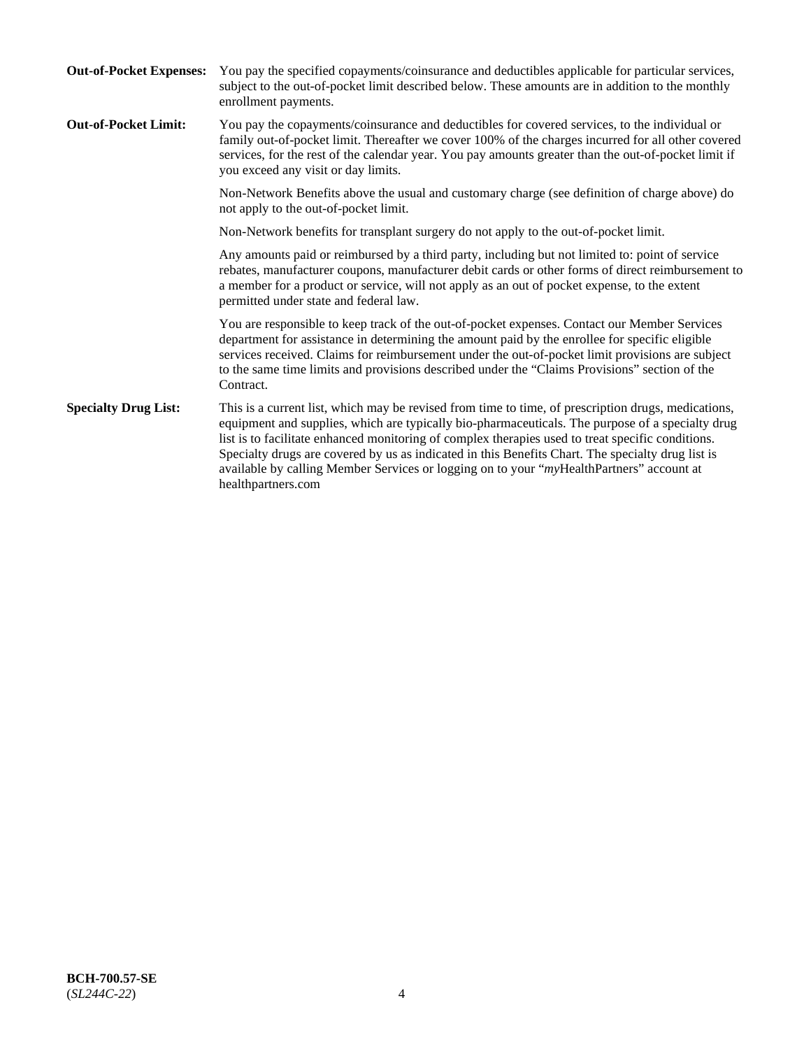**Out-of-Pocket Expenses:** You pay the specified copayments/coinsurance and deductibles applicable for particular services, subject to the out-of-pocket limit described below. These amounts are in addition to the monthly enrollment payments.

**Out-of-Pocket Limit:** You pay the copayments/coinsurance and deductibles for covered services, to the individual or family out-of-pocket limit. Thereafter we cover 100% of the charges incurred for all other covered services, for the rest of the calendar year. You pay amounts greater than the out-of-pocket limit if you exceed any visit or day limits.

Non-Network Benefits above the usual and customary charge (see definition of charge above) do not apply to the out-of-pocket limit.

Non-Network benefits for transplant surgery do not apply to the out-of-pocket limit.

Any amounts paid or reimbursed by a third party, including but not limited to: point of service rebates, manufacturer coupons, manufacturer debit cards or other forms of direct reimbursement to a member for a product or service, will not apply as an out of pocket expense, to the extent permitted under state and federal law.

You are responsible to keep track of the out-of-pocket expenses. Contact our Member Services department for assistance in determining the amount paid by the enrollee for specific eligible services received. Claims for reimbursement under the out-of-pocket limit provisions are subject to the same time limits and provisions described under the "Claims Provisions" section of the Contract.

**Specialty Drug List:** This is a current list, which may be revised from time to time, of prescription drugs, medications, equipment and supplies, which are typically bio-pharmaceuticals. The purpose of a specialty drug list is to facilitate enhanced monitoring of complex therapies used to treat specific conditions. Specialty drugs are covered by us as indicated in this Benefits Chart. The specialty drug list is available by calling Member Services or logging on to your "*my*HealthPartners" account at healthpartners.com

**BCH-700.57-SE**
(*SL244C-22*)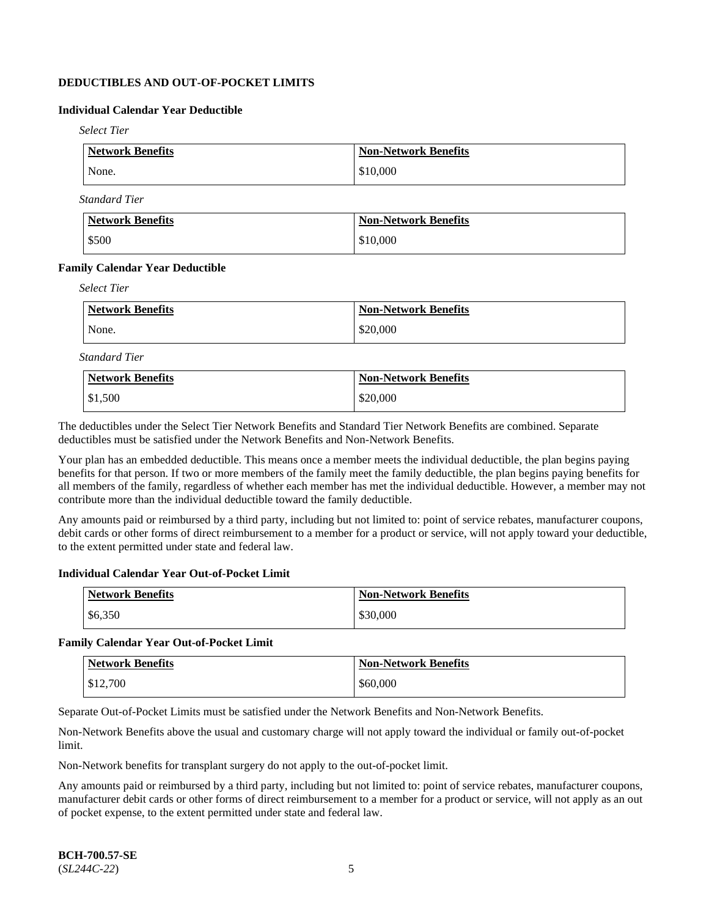## DEDUCTIBLES AND OUT-OF-POCKET LIMITS

### Individual Calendar Year Deductible

*Select Tier*

| Network Benefits | Non-Network Benefits |
|---|---|
| None. | $10,000 |

*Standard Tier*

| Network Benefits | Non-Network Benefits |
|---|---|
| $500 | $10,000 |

### Family Calendar Year Deductible

*Select Tier*

| Network Benefits | Non-Network Benefits |
|---|---|
| None. | $20,000 |

*Standard Tier*

| Network Benefits | Non-Network Benefits |
|---|---|
| $1,500 | $20,000 |

The deductibles under the Select Tier Network Benefits and Standard Tier Network Benefits are combined. Separate deductibles must be satisfied under the Network Benefits and Non-Network Benefits.

Your plan has an embedded deductible. This means once a member meets the individual deductible, the plan begins paying benefits for that person. If two or more members of the family meet the family deductible, the plan begins paying benefits for all members of the family, regardless of whether each member has met the individual deductible. However, a member may not contribute more than the individual deductible toward the family deductible.

Any amounts paid or reimbursed by a third party, including but not limited to: point of service rebates, manufacturer coupons, debit cards or other forms of direct reimbursement to a member for a product or service, will not apply toward your deductible, to the extent permitted under state and federal law.

### Individual Calendar Year Out-of-Pocket Limit

| Network Benefits | Non-Network Benefits |
|---|---|
| $6,350 | $30,000 |

### Family Calendar Year Out-of-Pocket Limit

| Network Benefits | Non-Network Benefits |
|---|---|
| $12,700 | $60,000 |

Separate Out-of-Pocket Limits must be satisfied under the Network Benefits and Non-Network Benefits.

Non-Network Benefits above the usual and customary charge will not apply toward the individual or family out-of-pocket limit.

Non-Network benefits for transplant surgery do not apply to the out-of-pocket limit.

Any amounts paid or reimbursed by a third party, including but not limited to: point of service rebates, manufacturer coupons, manufacturer debit cards or other forms of direct reimbursement to a member for a product or service, will not apply as an out of pocket expense, to the extent permitted under state and federal law.

**BCH-700.57-SE**
(*SL244C-22*)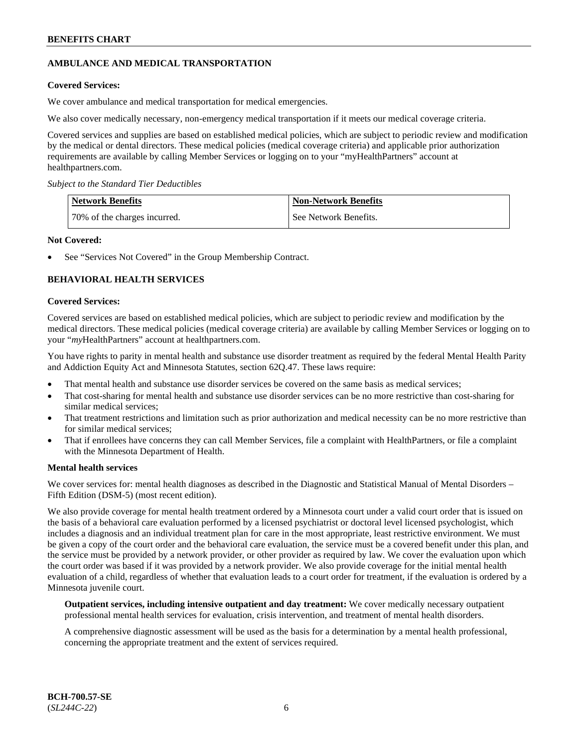## AMBULANCE AND MEDICAL TRANSPORTATION

**Covered Services:**

We cover ambulance and medical transportation for medical emergencies.

We also cover medically necessary, non-emergency medical transportation if it meets our medical coverage criteria.

Covered services and supplies are based on established medical policies, which are subject to periodic review and modification by the medical or dental directors. These medical policies (medical coverage criteria) and applicable prior authorization requirements are available by calling Member Services or logging on to your "myHealthPartners" account at healthpartners.com.

*Subject to the Standard Tier Deductibles*

| Network Benefits | Non-Network Benefits |
|---|---|
| 70% of the charges incurred. | See Network Benefits. |

**Not Covered:**

- See "Services Not Covered" in the Group Membership Contract.

## BEHAVIORAL HEALTH SERVICES

**Covered Services:**

Covered services are based on established medical policies, which are subject to periodic review and modification by the medical directors. These medical policies (medical coverage criteria) are available by calling Member Services or logging on to your "*my*HealthPartners" account at healthpartners.com.

You have rights to parity in mental health and substance use disorder treatment as required by the federal Mental Health Parity and Addiction Equity Act and Minnesota Statutes, section 62Q.47. These laws require:

- That mental health and substance use disorder services be covered on the same basis as medical services;
- That cost-sharing for mental health and substance use disorder services can be no more restrictive than cost-sharing for similar medical services;
- That treatment restrictions and limitation such as prior authorization and medical necessity can be no more restrictive than for similar medical services;
- That if enrollees have concerns they can call Member Services, file a complaint with HealthPartners, or file a complaint with the Minnesota Department of Health.

**Mental health services**

We cover services for: mental health diagnoses as described in the Diagnostic and Statistical Manual of Mental Disorders – Fifth Edition (DSM-5) (most recent edition).

We also provide coverage for mental health treatment ordered by a Minnesota court under a valid court order that is issued on the basis of a behavioral care evaluation performed by a licensed psychiatrist or doctoral level licensed psychologist, which includes a diagnosis and an individual treatment plan for care in the most appropriate, least restrictive environment. We must be given a copy of the court order and the behavioral care evaluation, the service must be a covered benefit under this plan, and the service must be provided by a network provider, or other provider as required by law. We cover the evaluation upon which the court order was based if it was provided by a network provider. We also provide coverage for the initial mental health evaluation of a child, regardless of whether that evaluation leads to a court order for treatment, if the evaluation is ordered by a Minnesota juvenile court.

**Outpatient services, including intensive outpatient and day treatment:** We cover medically necessary outpatient professional mental health services for evaluation, crisis intervention, and treatment of mental health disorders.

A comprehensive diagnostic assessment will be used as the basis for a determination by a mental health professional, concerning the appropriate treatment and the extent of services required.

**BCH-700.57-SE**
(*SL244C-22*)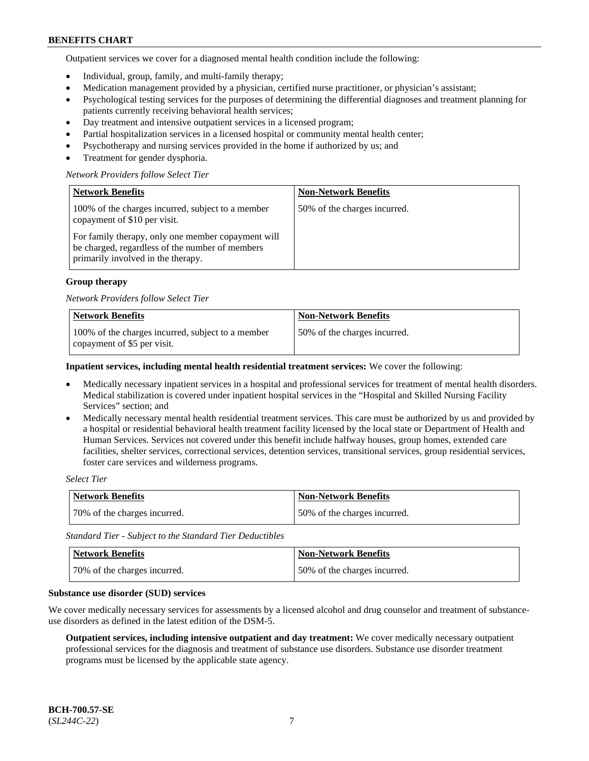Outpatient services we cover for a diagnosed mental health condition include the following:

- Individual, group, family, and multi-family therapy;
- Medication management provided by a physician, certified nurse practitioner, or physician's assistant;
- Psychological testing services for the purposes of determining the differential diagnoses and treatment planning for patients currently receiving behavioral health services;
- Day treatment and intensive outpatient services in a licensed program;
- Partial hospitalization services in a licensed hospital or community mental health center;
- Psychotherapy and nursing services provided in the home if authorized by us; and
- Treatment for gender dysphoria.

*Network Providers follow Select Tier*

| Network Benefits | Non-Network Benefits |
|---|---|
| 100% of the charges incurred, subject to a member copayment of $10 per visit.<br><br>For family therapy, only one member copayment will be charged, regardless of the number of members primarily involved in the therapy. | 50% of the charges incurred. |

**Group therapy**

*Network Providers follow Select Tier*

| Network Benefits | Non-Network Benefits |
|---|---|
| 100% of the charges incurred, subject to a member copayment of $5 per visit. | 50% of the charges incurred. |

**Inpatient services, including mental health residential treatment services:** We cover the following:

- Medically necessary inpatient services in a hospital and professional services for treatment of mental health disorders. Medical stabilization is covered under inpatient hospital services in the "Hospital and Skilled Nursing Facility Services" section; and
- Medically necessary mental health residential treatment services. This care must be authorized by us and provided by a hospital or residential behavioral health treatment facility licensed by the local state or Department of Health and Human Services. Services not covered under this benefit include halfway houses, group homes, extended care facilities, shelter services, correctional services, detention services, transitional services, group residential services, foster care services and wilderness programs.

*Select Tier*

| Network Benefits | Non-Network Benefits |
|---|---|
| 70% of the charges incurred. | 50% of the charges incurred. |

*Standard Tier - Subject to the Standard Tier Deductibles*

| Network Benefits | Non-Network Benefits |
|---|---|
| 70% of the charges incurred. | 50% of the charges incurred. |

**Substance use disorder (SUD) services**

We cover medically necessary services for assessments by a licensed alcohol and drug counselor and treatment of substance-use disorders as defined in the latest edition of the DSM-5.

**Outpatient services, including intensive outpatient and day treatment:** We cover medically necessary outpatient professional services for the diagnosis and treatment of substance use disorders. Substance use disorder treatment programs must be licensed by the applicable state agency.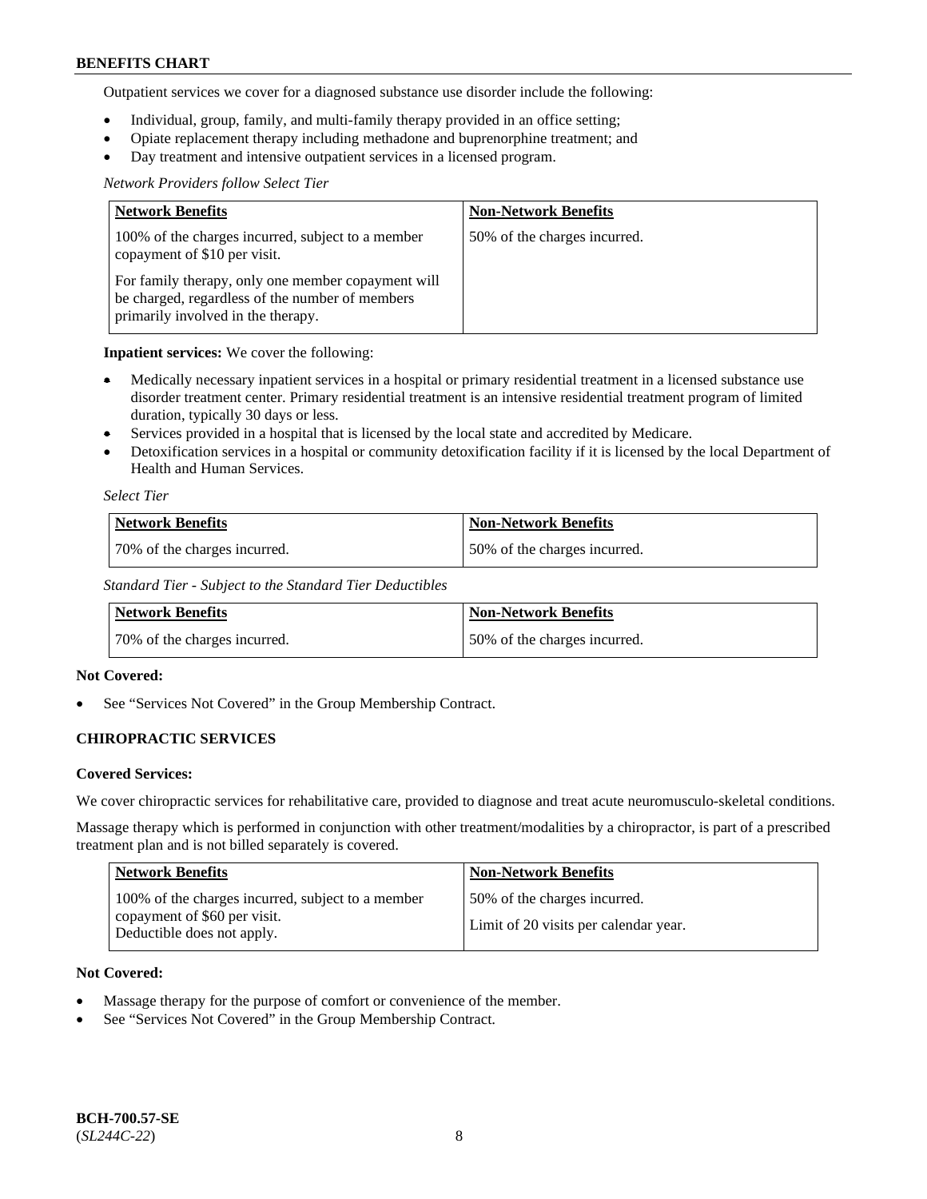Outpatient services we cover for a diagnosed substance use disorder include the following:

- Individual, group, family, and multi-family therapy provided in an office setting;
- Opiate replacement therapy including methadone and buprenorphine treatment; and
- Day treatment and intensive outpatient services in a licensed program.

*Network Providers follow Select Tier*

| Network Benefits | Non-Network Benefits |
|---|---|
| 100% of the charges incurred, subject to a member copayment of $10 per visit.<br><br>For family therapy, only one member copayment will be charged, regardless of the number of members primarily involved in the therapy. | 50% of the charges incurred. |

**Inpatient services:** We cover the following:

- Medically necessary inpatient services in a hospital or primary residential treatment in a licensed substance use disorder treatment center. Primary residential treatment is an intensive residential treatment program of limited duration, typically 30 days or less.
- Services provided in a hospital that is licensed by the local state and accredited by Medicare.
- Detoxification services in a hospital or community detoxification facility if it is licensed by the local Department of Health and Human Services.

*Select Tier*

| Network Benefits | Non-Network Benefits |
|---|---|
| 70% of the charges incurred. | 50% of the charges incurred. |

*Standard Tier - Subject to the Standard Tier Deductibles*

| Network Benefits | Non-Network Benefits |
|---|---|
| 70% of the charges incurred. | 50% of the charges incurred. |

**Not Covered:**

- See "Services Not Covered" in the Group Membership Contract.

### CHIROPRACTIC SERVICES

**Covered Services:**

We cover chiropractic services for rehabilitative care, provided to diagnose and treat acute neuromusculo-skeletal conditions.

Massage therapy which is performed in conjunction with other treatment/modalities by a chiropractor, is part of a prescribed treatment plan and is not billed separately is covered.

| Network Benefits | Non-Network Benefits |
|---|---|
| 100% of the charges incurred, subject to a member copayment of $60 per visit.<br>Deductible does not apply. | 50% of the charges incurred.<br><br>Limit of 20 visits per calendar year. |

**Not Covered:**

- Massage therapy for the purpose of comfort or convenience of the member.
- See "Services Not Covered" in the Group Membership Contract.

**BCH-700.57-SE**
(*SL244C-22*)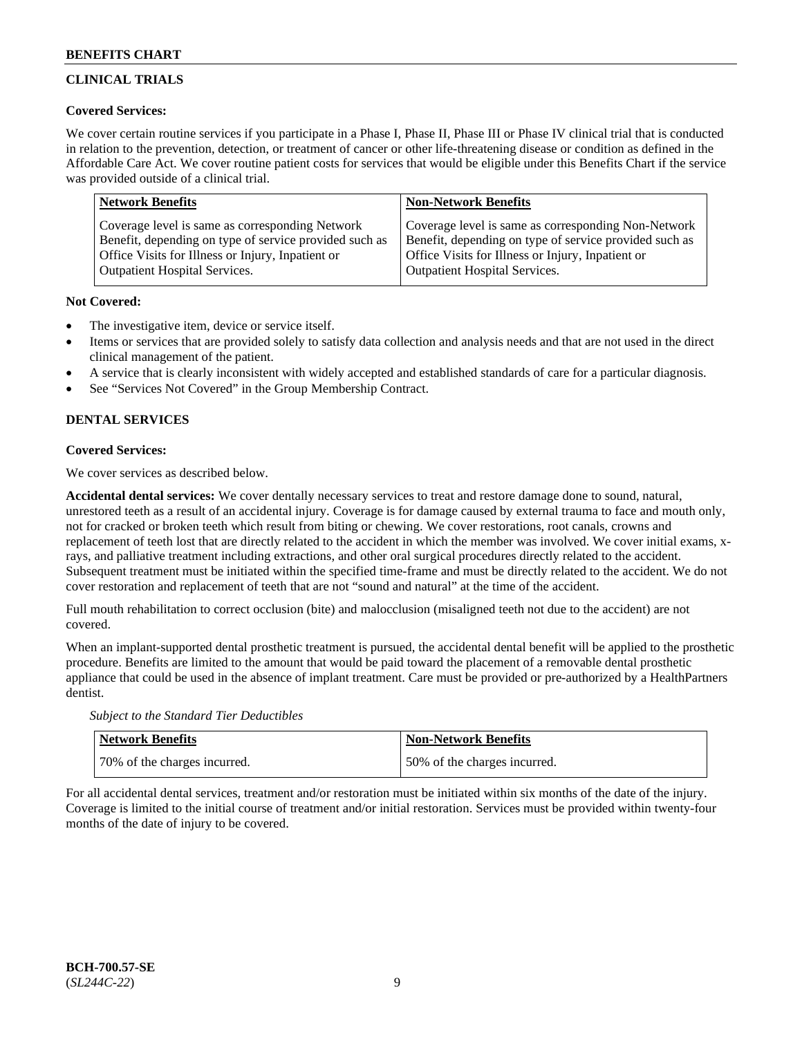## CLINICAL TRIALS

**Covered Services:**

We cover certain routine services if you participate in a Phase I, Phase II, Phase III or Phase IV clinical trial that is conducted in relation to the prevention, detection, or treatment of cancer or other life-threatening disease or condition as defined in the Affordable Care Act. We cover routine patient costs for services that would be eligible under this Benefits Chart if the service was provided outside of a clinical trial.

| Network Benefits | Non-Network Benefits |
| --- | --- |
| Coverage level is same as corresponding Network Benefit, depending on type of service provided such as Office Visits for Illness or Injury, Inpatient or Outpatient Hospital Services. | Coverage level is same as corresponding Non-Network Benefit, depending on type of service provided such as Office Visits for Illness or Injury, Inpatient or Outpatient Hospital Services. |

**Not Covered:**

- The investigative item, device or service itself.
- Items or services that are provided solely to satisfy data collection and analysis needs and that are not used in the direct clinical management of the patient.
- A service that is clearly inconsistent with widely accepted and established standards of care for a particular diagnosis.
- See "Services Not Covered" in the Group Membership Contract.

## DENTAL SERVICES

**Covered Services:**

We cover services as described below.

**Accidental dental services:** We cover dentally necessary services to treat and restore damage done to sound, natural, unrestored teeth as a result of an accidental injury. Coverage is for damage caused by external trauma to face and mouth only, not for cracked or broken teeth which result from biting or chewing. We cover restorations, root canals, crowns and replacement of teeth lost that are directly related to the accident in which the member was involved. We cover initial exams, x-rays, and palliative treatment including extractions, and other oral surgical procedures directly related to the accident. Subsequent treatment must be initiated within the specified time-frame and must be directly related to the accident. We do not cover restoration and replacement of teeth that are not "sound and natural" at the time of the accident.

Full mouth rehabilitation to correct occlusion (bite) and malocclusion (misaligned teeth not due to the accident) are not covered.

When an implant-supported dental prosthetic treatment is pursued, the accidental dental benefit will be applied to the prosthetic procedure. Benefits are limited to the amount that would be paid toward the placement of a removable dental prosthetic appliance that could be used in the absence of implant treatment. Care must be provided or pre-authorized by a HealthPartners dentist.

*Subject to the Standard Tier Deductibles*

| Network Benefits | Non-Network Benefits |
| --- | --- |
| 70% of the charges incurred. | 50% of the charges incurred. |

For all accidental dental services, treatment and/or restoration must be initiated within six months of the date of the injury. Coverage is limited to the initial course of treatment and/or initial restoration. Services must be provided within twenty-four months of the date of injury to be covered.

BCH-700.57-SE
(*SL244C-22*)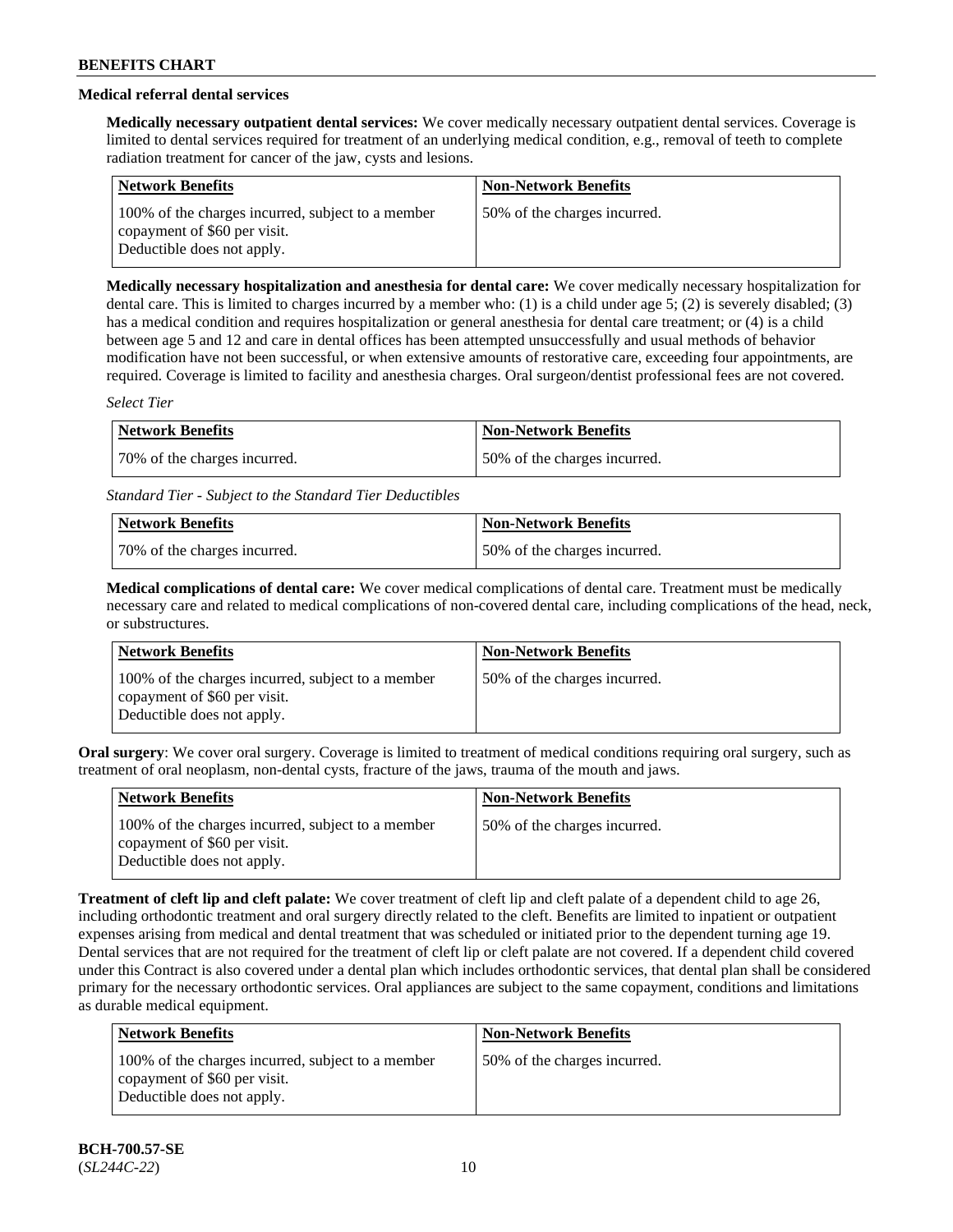### Medical referral dental services

**Medically necessary outpatient dental services:** We cover medically necessary outpatient dental services. Coverage is limited to dental services required for treatment of an underlying medical condition, e.g., removal of teeth to complete radiation treatment for cancer of the jaw, cysts and lesions.

| Network Benefits | Non-Network Benefits |
| --- | --- |
| 100% of the charges incurred, subject to a member copayment of $60 per visit. Deductible does not apply. | 50% of the charges incurred. |

**Medically necessary hospitalization and anesthesia for dental care:** We cover medically necessary hospitalization for dental care. This is limited to charges incurred by a member who: (1) is a child under age 5; (2) is severely disabled; (3) has a medical condition and requires hospitalization or general anesthesia for dental care treatment; or (4) is a child between age 5 and 12 and care in dental offices has been attempted unsuccessfully and usual methods of behavior modification have not been successful, or when extensive amounts of restorative care, exceeding four appointments, are required. Coverage is limited to facility and anesthesia charges. Oral surgeon/dentist professional fees are not covered.

*Select Tier*

| Network Benefits | Non-Network Benefits |
| --- | --- |
| 70% of the charges incurred. | 50% of the charges incurred. |

*Standard Tier - Subject to the Standard Tier Deductibles*

| Network Benefits | Non-Network Benefits |
| --- | --- |
| 70% of the charges incurred. | 50% of the charges incurred. |

**Medical complications of dental care:** We cover medical complications of dental care. Treatment must be medically necessary care and related to medical complications of non-covered dental care, including complications of the head, neck, or substructures.

| Network Benefits | Non-Network Benefits |
| --- | --- |
| 100% of the charges incurred, subject to a member copayment of $60 per visit. Deductible does not apply. | 50% of the charges incurred. |

**Oral surgery**: We cover oral surgery. Coverage is limited to treatment of medical conditions requiring oral surgery, such as treatment of oral neoplasm, non-dental cysts, fracture of the jaws, trauma of the mouth and jaws.

| Network Benefits | Non-Network Benefits |
| --- | --- |
| 100% of the charges incurred, subject to a member copayment of $60 per visit. Deductible does not apply. | 50% of the charges incurred. |

**Treatment of cleft lip and cleft palate:** We cover treatment of cleft lip and cleft palate of a dependent child to age 26, including orthodontic treatment and oral surgery directly related to the cleft. Benefits are limited to inpatient or outpatient expenses arising from medical and dental treatment that was scheduled or initiated prior to the dependent turning age 19. Dental services that are not required for the treatment of cleft lip or cleft palate are not covered. If a dependent child covered under this Contract is also covered under a dental plan which includes orthodontic services, that dental plan shall be considered primary for the necessary orthodontic services. Oral appliances are subject to the same copayment, conditions and limitations as durable medical equipment.

| Network Benefits | Non-Network Benefits |
| --- | --- |
| 100% of the charges incurred, subject to a member copayment of $60 per visit. Deductible does not apply. | 50% of the charges incurred. |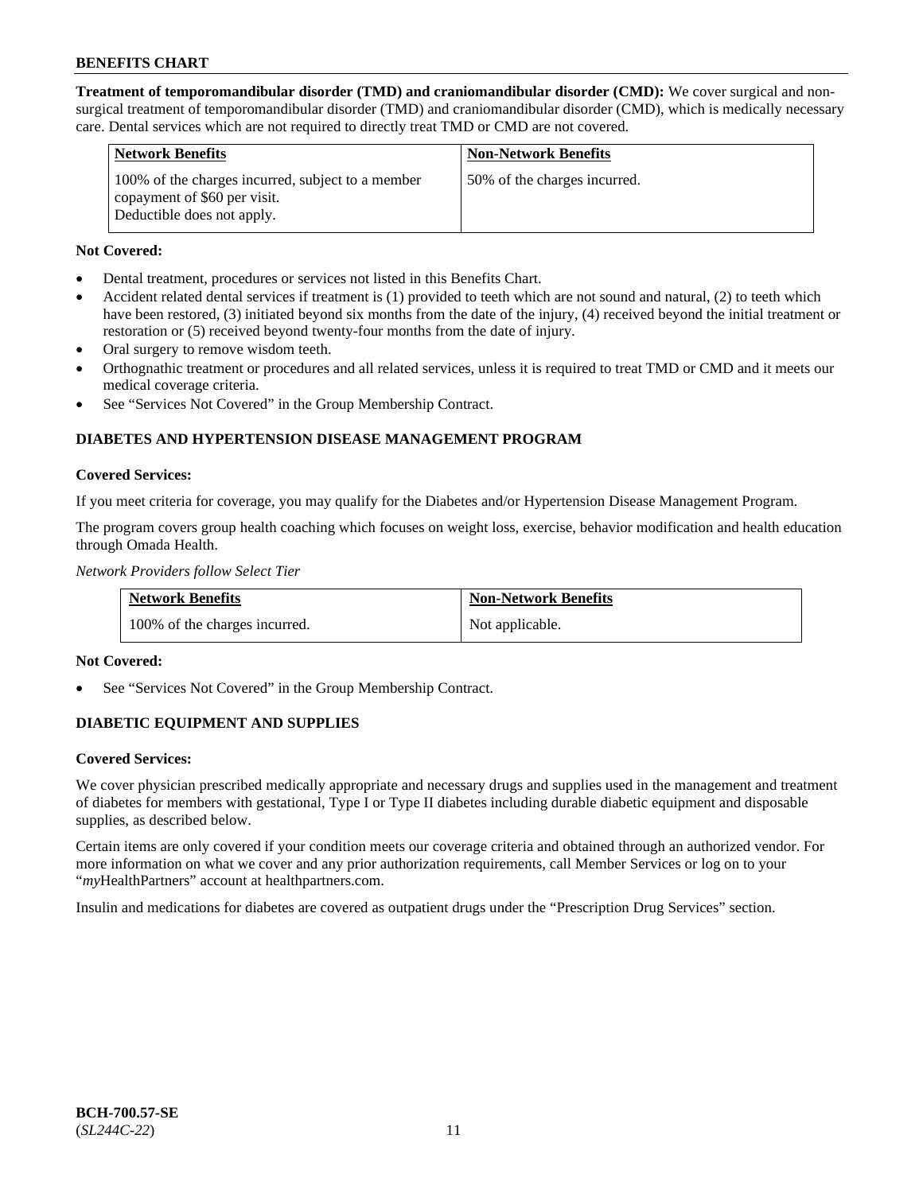**Treatment of temporomandibular disorder (TMD) and craniomandibular disorder (CMD):** We cover surgical and non-surgical treatment of temporomandibular disorder (TMD) and craniomandibular disorder (CMD), which is medically necessary care. Dental services which are not required to directly treat TMD or CMD are not covered.

| Network Benefits | Non-Network Benefits |
|---|---|
| 100% of the charges incurred, subject to a member copayment of $60 per visit. Deductible does not apply. | 50% of the charges incurred. |

**Not Covered:**

- Dental treatment, procedures or services not listed in this Benefits Chart.
- Accident related dental services if treatment is (1) provided to teeth which are not sound and natural, (2) to teeth which have been restored, (3) initiated beyond six months from the date of the injury, (4) received beyond the initial treatment or restoration or (5) received beyond twenty-four months from the date of injury.
- Oral surgery to remove wisdom teeth.
- Orthognathic treatment or procedures and all related services, unless it is required to treat TMD or CMD and it meets our medical coverage criteria.
- See "Services Not Covered" in the Group Membership Contract.

## DIABETES AND HYPERTENSION DISEASE MANAGEMENT PROGRAM

**Covered Services:**

If you meet criteria for coverage, you may qualify for the Diabetes and/or Hypertension Disease Management Program.

The program covers group health coaching which focuses on weight loss, exercise, behavior modification and health education through Omada Health.

*Network Providers follow Select Tier*

| Network Benefits | Non-Network Benefits |
|---|---|
| 100% of the charges incurred. | Not applicable. |

**Not Covered:**

- See "Services Not Covered" in the Group Membership Contract.

## DIABETIC EQUIPMENT AND SUPPLIES

**Covered Services:**

We cover physician prescribed medically appropriate and necessary drugs and supplies used in the management and treatment of diabetes for members with gestational, Type I or Type II diabetes including durable diabetic equipment and disposable supplies, as described below.

Certain items are only covered if your condition meets our coverage criteria and obtained through an authorized vendor. For more information on what we cover and any prior authorization requirements, call Member Services or log on to your "*my*HealthPartners" account at healthpartners.com.

Insulin and medications for diabetes are covered as outpatient drugs under the "Prescription Drug Services" section.

**BCH-700.57-SE**
(*SL244C-22*)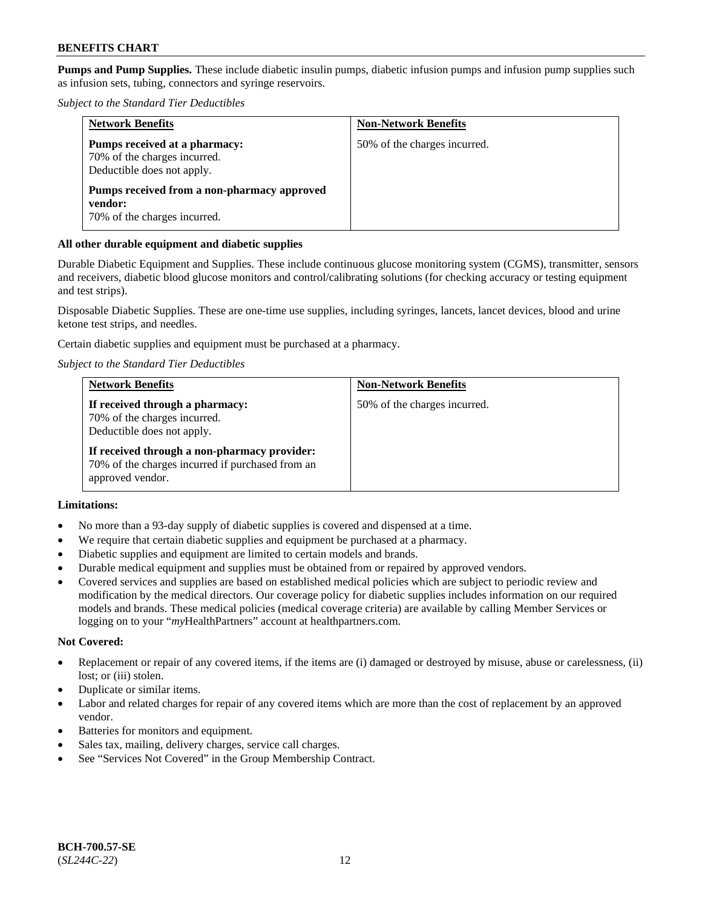**Pumps and Pump Supplies.** These include diabetic insulin pumps, diabetic infusion pumps and infusion pump supplies such as infusion sets, tubing, connectors and syringe reservoirs.

*Subject to the Standard Tier Deductibles*

| Network Benefits | Non-Network Benefits |
|---|---|
| **Pumps received at a pharmacy:** 70% of the charges incurred. Deductible does not apply.<br><br>**Pumps received from a non-pharmacy approved vendor:** 70% of the charges incurred. | 50% of the charges incurred. |

**All other durable equipment and diabetic supplies**

Durable Diabetic Equipment and Supplies. These include continuous glucose monitoring system (CGMS), transmitter, sensors and receivers, diabetic blood glucose monitors and control/calibrating solutions (for checking accuracy or testing equipment and test strips).

Disposable Diabetic Supplies. These are one-time use supplies, including syringes, lancets, lancet devices, blood and urine ketone test strips, and needles.

Certain diabetic supplies and equipment must be purchased at a pharmacy.

*Subject to the Standard Tier Deductibles*

| Network Benefits | Non-Network Benefits |
|---|---|
| **If received through a pharmacy:** 70% of the charges incurred. Deductible does not apply.<br><br>**If received through a non-pharmacy provider:** 70% of the charges incurred if purchased from an approved vendor. | 50% of the charges incurred. |

**Limitations:**

- No more than a 93-day supply of diabetic supplies is covered and dispensed at a time.
- We require that certain diabetic supplies and equipment be purchased at a pharmacy.
- Diabetic supplies and equipment are limited to certain models and brands.
- Durable medical equipment and supplies must be obtained from or repaired by approved vendors.
- Covered services and supplies are based on established medical policies which are subject to periodic review and modification by the medical directors. Our coverage policy for diabetic supplies includes information on our required models and brands. These medical policies (medical coverage criteria) are available by calling Member Services or logging on to your "*my*HealthPartners" account at healthpartners.com.

**Not Covered:**

- Replacement or repair of any covered items, if the items are (i) damaged or destroyed by misuse, abuse or carelessness, (ii) lost; or (iii) stolen.
- Duplicate or similar items.
- Labor and related charges for repair of any covered items which are more than the cost of replacement by an approved vendor.
- Batteries for monitors and equipment.
- Sales tax, mailing, delivery charges, service call charges.
- See "Services Not Covered" in the Group Membership Contract.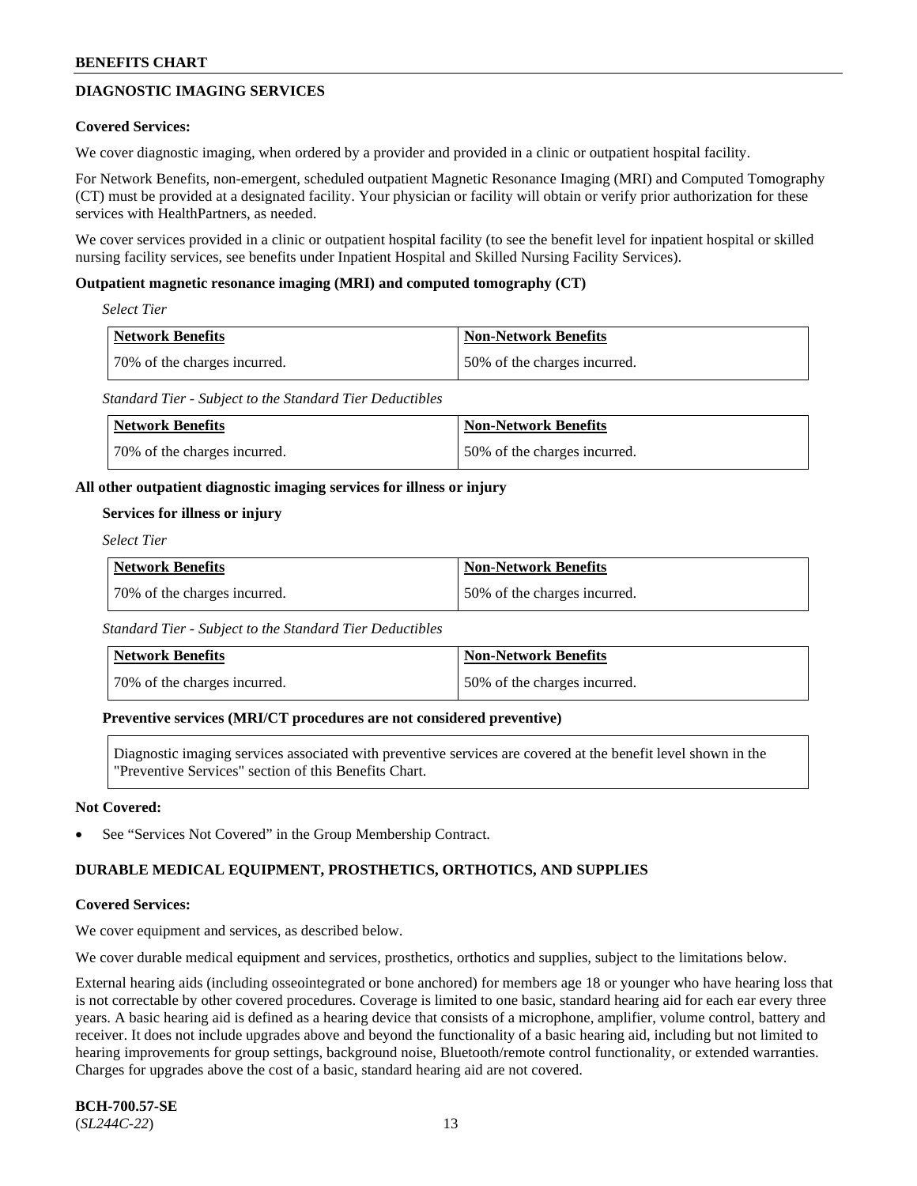## DIAGNOSTIC IMAGING SERVICES

**Covered Services:**

We cover diagnostic imaging, when ordered by a provider and provided in a clinic or outpatient hospital facility.

For Network Benefits, non-emergent, scheduled outpatient Magnetic Resonance Imaging (MRI) and Computed Tomography (CT) must be provided at a designated facility. Your physician or facility will obtain or verify prior authorization for these services with HealthPartners, as needed.

We cover services provided in a clinic or outpatient hospital facility (to see the benefit level for inpatient hospital or skilled nursing facility services, see benefits under Inpatient Hospital and Skilled Nursing Facility Services).

**Outpatient magnetic resonance imaging (MRI) and computed tomography (CT)**

*Select Tier*

| Network Benefits | Non-Network Benefits |
|---|---|
| 70% of the charges incurred. | 50% of the charges incurred. |

*Standard Tier - Subject to the Standard Tier Deductibles*

| Network Benefits | Non-Network Benefits |
|---|---|
| 70% of the charges incurred. | 50% of the charges incurred. |

**All other outpatient diagnostic imaging services for illness or injury**

**Services for illness or injury**

*Select Tier*

| Network Benefits | Non-Network Benefits |
|---|---|
| 70% of the charges incurred. | 50% of the charges incurred. |

*Standard Tier - Subject to the Standard Tier Deductibles*

| Network Benefits | Non-Network Benefits |
|---|---|
| 70% of the charges incurred. | 50% of the charges incurred. |

**Preventive services (MRI/CT procedures are not considered preventive)**

Diagnostic imaging services associated with preventive services are covered at the benefit level shown in the "Preventive Services" section of this Benefits Chart.

**Not Covered:**

- See "Services Not Covered" in the Group Membership Contract.

## DURABLE MEDICAL EQUIPMENT, PROSTHETICS, ORTHOTICS, AND SUPPLIES

**Covered Services:**

We cover equipment and services, as described below.

We cover durable medical equipment and services, prosthetics, orthotics and supplies, subject to the limitations below.

External hearing aids (including osseointegrated or bone anchored) for members age 18 or younger who have hearing loss that is not correctable by other covered procedures. Coverage is limited to one basic, standard hearing aid for each ear every three years. A basic hearing aid is defined as a hearing device that consists of a microphone, amplifier, volume control, battery and receiver. It does not include upgrades above and beyond the functionality of a basic hearing aid, including but not limited to hearing improvements for group settings, background noise, Bluetooth/remote control functionality, or extended warranties. Charges for upgrades above the cost of a basic, standard hearing aid are not covered.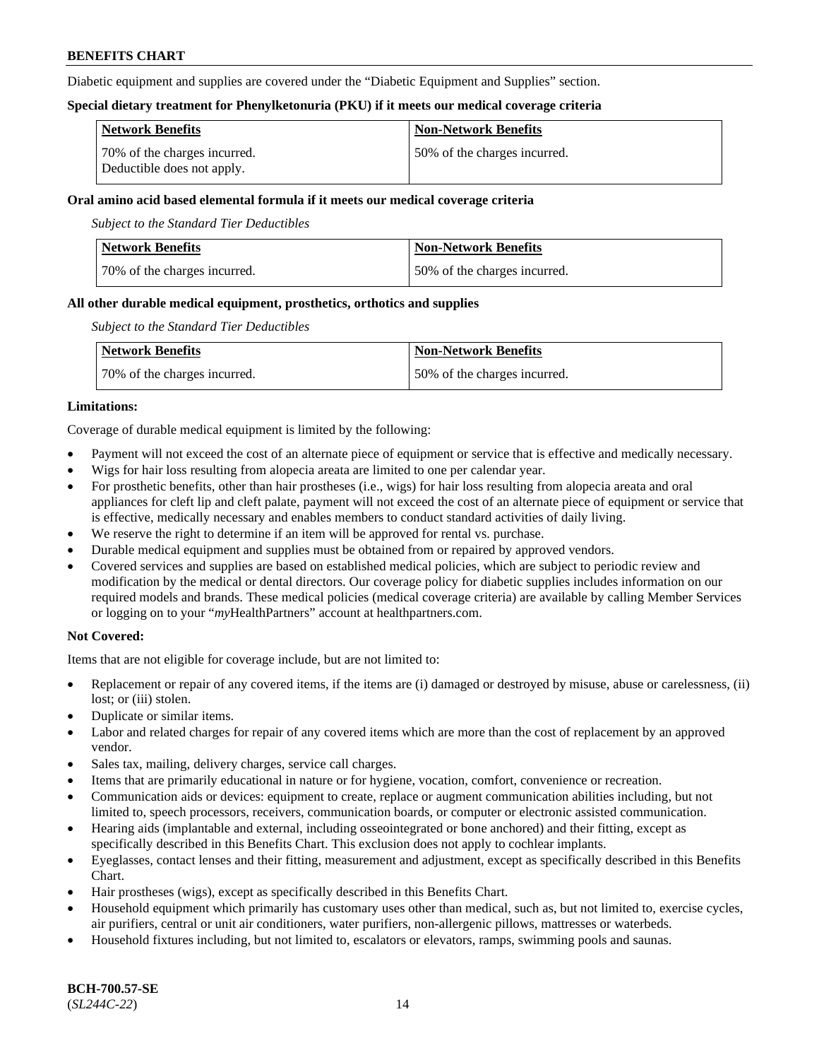Diabetic equipment and supplies are covered under the "Diabetic Equipment and Supplies" section.

**Special dietary treatment for Phenylketonuria (PKU) if it meets our medical coverage criteria**

| Network Benefits | Non-Network Benefits |
|---|---|
| 70% of the charges incurred. Deductible does not apply. | 50% of the charges incurred. |

**Oral amino acid based elemental formula if it meets our medical coverage criteria**

*Subject to the Standard Tier Deductibles*

| Network Benefits | Non-Network Benefits |
|---|---|
| 70% of the charges incurred. | 50% of the charges incurred. |

**All other durable medical equipment, prosthetics, orthotics and supplies**

*Subject to the Standard Tier Deductibles*

| Network Benefits | Non-Network Benefits |
|---|---|
| 70% of the charges incurred. | 50% of the charges incurred. |

**Limitations:**

Coverage of durable medical equipment is limited by the following:

- Payment will not exceed the cost of an alternate piece of equipment or service that is effective and medically necessary.
- Wigs for hair loss resulting from alopecia areata are limited to one per calendar year.
- For prosthetic benefits, other than hair prostheses (i.e., wigs) for hair loss resulting from alopecia areata and oral appliances for cleft lip and cleft palate, payment will not exceed the cost of an alternate piece of equipment or service that is effective, medically necessary and enables members to conduct standard activities of daily living.
- We reserve the right to determine if an item will be approved for rental vs. purchase.
- Durable medical equipment and supplies must be obtained from or repaired by approved vendors.
- Covered services and supplies are based on established medical policies, which are subject to periodic review and modification by the medical or dental directors. Our coverage policy for diabetic supplies includes information on our required models and brands. These medical policies (medical coverage criteria) are available by calling Member Services or logging on to your "*my*HealthPartners" account at healthpartners.com.

**Not Covered:**

Items that are not eligible for coverage include, but are not limited to:

- Replacement or repair of any covered items, if the items are (i) damaged or destroyed by misuse, abuse or carelessness, (ii) lost; or (iii) stolen.
- Duplicate or similar items.
- Labor and related charges for repair of any covered items which are more than the cost of replacement by an approved vendor.
- Sales tax, mailing, delivery charges, service call charges.
- Items that are primarily educational in nature or for hygiene, vocation, comfort, convenience or recreation.
- Communication aids or devices: equipment to create, replace or augment communication abilities including, but not limited to, speech processors, receivers, communication boards, or computer or electronic assisted communication.
- Hearing aids (implantable and external, including osseointegrated or bone anchored) and their fitting, except as specifically described in this Benefits Chart. This exclusion does not apply to cochlear implants.
- Eyeglasses, contact lenses and their fitting, measurement and adjustment, except as specifically described in this Benefits Chart.
- Hair prostheses (wigs), except as specifically described in this Benefits Chart.
- Household equipment which primarily has customary uses other than medical, such as, but not limited to, exercise cycles, air purifiers, central or unit air conditioners, water purifiers, non-allergenic pillows, mattresses or waterbeds.
- Household fixtures including, but not limited to, escalators or elevators, ramps, swimming pools and saunas.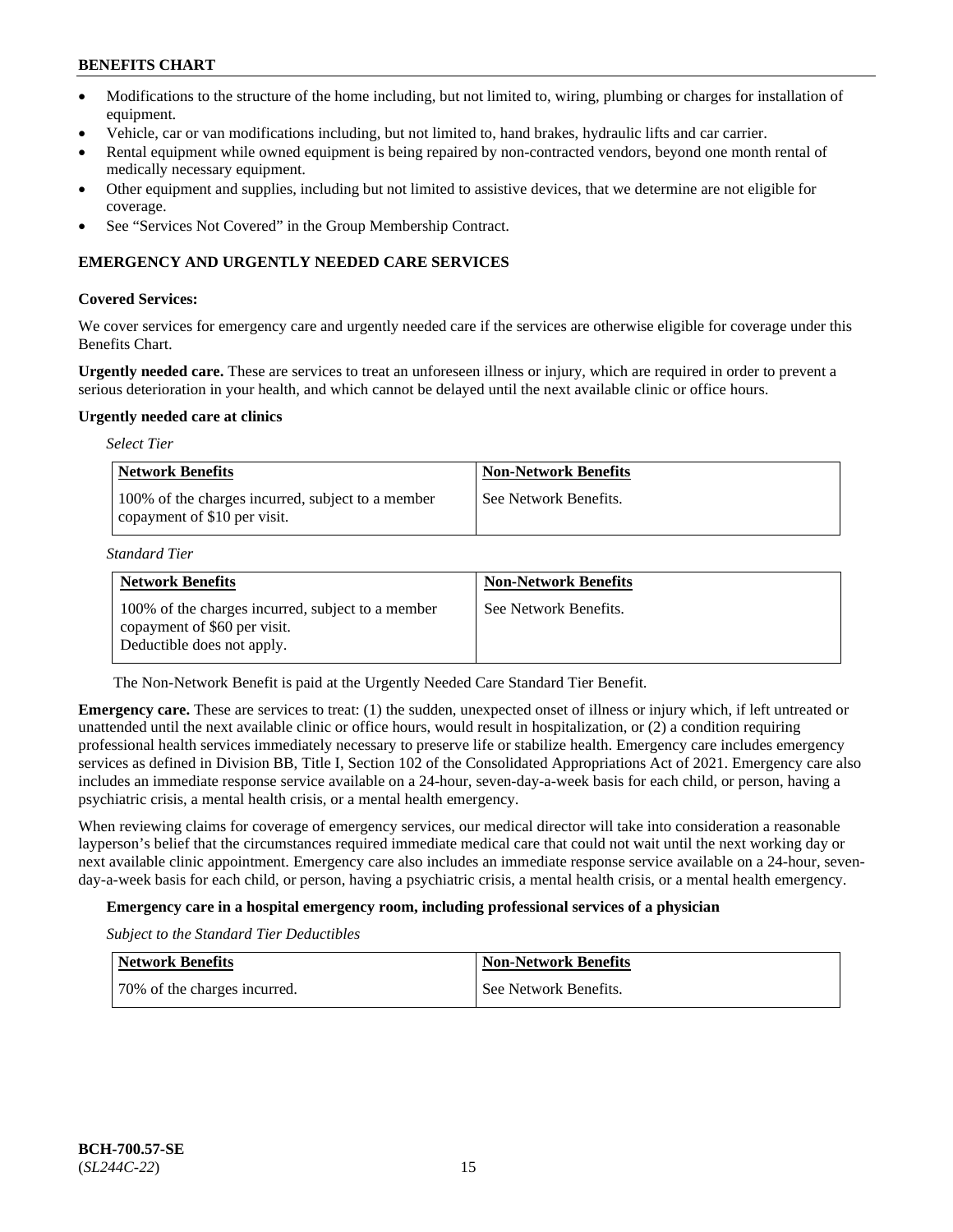- Modifications to the structure of the home including, but not limited to, wiring, plumbing or charges for installation of equipment.
- Vehicle, car or van modifications including, but not limited to, hand brakes, hydraulic lifts and car carrier.
- Rental equipment while owned equipment is being repaired by non-contracted vendors, beyond one month rental of medically necessary equipment.
- Other equipment and supplies, including but not limited to assistive devices, that we determine are not eligible for coverage.
- See "Services Not Covered" in the Group Membership Contract.

## EMERGENCY AND URGENTLY NEEDED CARE SERVICES

**Covered Services:**

We cover services for emergency care and urgently needed care if the services are otherwise eligible for coverage under this Benefits Chart.

**Urgently needed care.** These are services to treat an unforeseen illness or injury, which are required in order to prevent a serious deterioration in your health, and which cannot be delayed until the next available clinic or office hours.

**Urgently needed care at clinics**

*Select Tier*

| Network Benefits | Non-Network Benefits |
|---|---|
| 100% of the charges incurred, subject to a member copayment of $10 per visit. | See Network Benefits. |

*Standard Tier*

| Network Benefits | Non-Network Benefits |
|---|---|
| 100% of the charges incurred, subject to a member copayment of $60 per visit. Deductible does not apply. | See Network Benefits. |

The Non-Network Benefit is paid at the Urgently Needed Care Standard Tier Benefit.

**Emergency care.** These are services to treat: (1) the sudden, unexpected onset of illness or injury which, if left untreated or unattended until the next available clinic or office hours, would result in hospitalization, or (2) a condition requiring professional health services immediately necessary to preserve life or stabilize health. Emergency care includes emergency services as defined in Division BB, Title I, Section 102 of the Consolidated Appropriations Act of 2021. Emergency care also includes an immediate response service available on a 24-hour, seven-day-a-week basis for each child, or person, having a psychiatric crisis, a mental health crisis, or a mental health emergency.

When reviewing claims for coverage of emergency services, our medical director will take into consideration a reasonable layperson's belief that the circumstances required immediate medical care that could not wait until the next working day or next available clinic appointment. Emergency care also includes an immediate response service available on a 24-hour, seven-day-a-week basis for each child, or person, having a psychiatric crisis, a mental health crisis, or a mental health emergency.

**Emergency care in a hospital emergency room, including professional services of a physician**

*Subject to the Standard Tier Deductibles*

| Network Benefits | Non-Network Benefits |
|---|---|
| 70% of the charges incurred. | See Network Benefits. |

BCH-700.57-SE
(*SL244C-22*)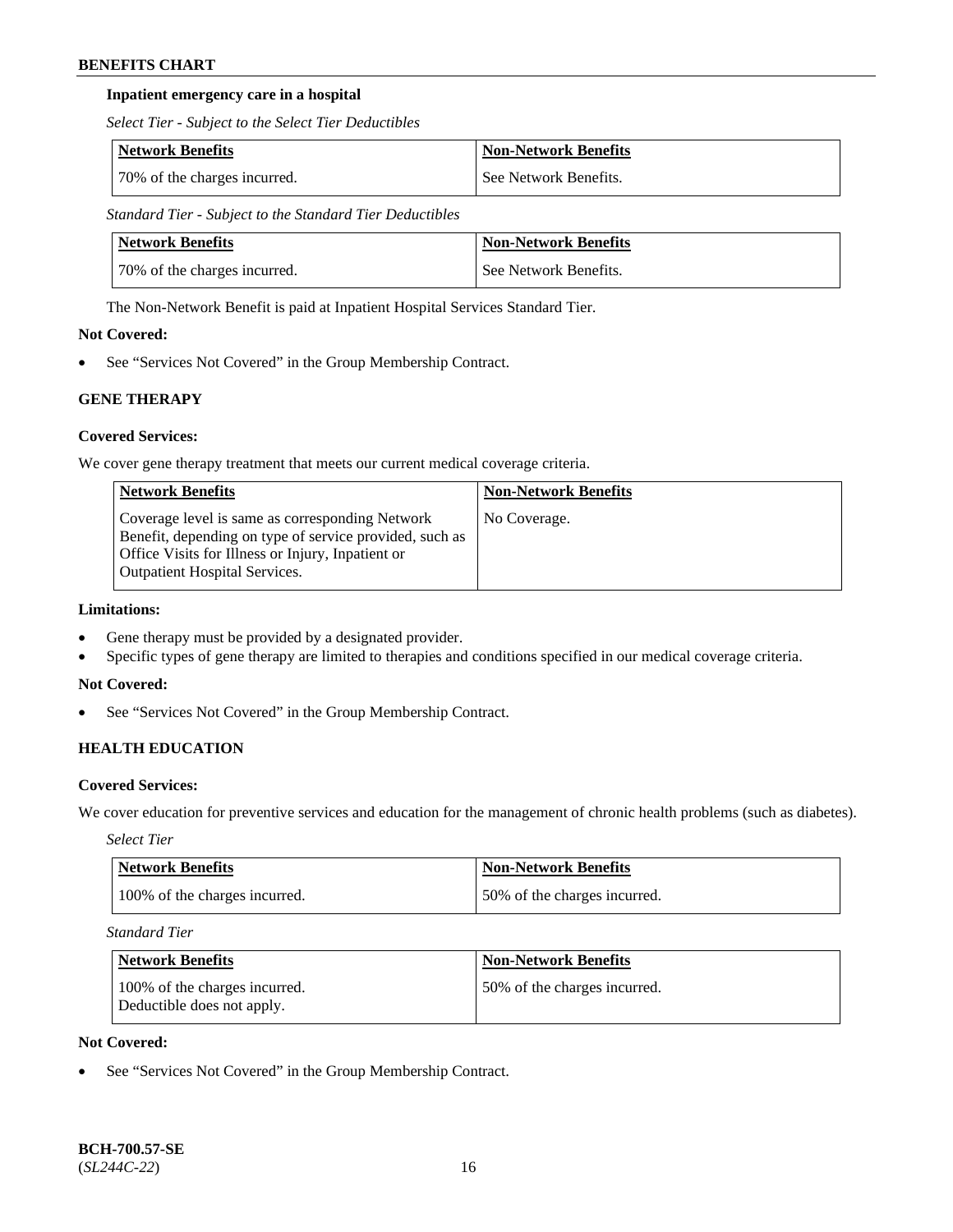**Inpatient emergency care in a hospital**

*Select Tier - Subject to the Select Tier Deductibles*

| Network Benefits | Non-Network Benefits |
| --- | --- |
| 70% of the charges incurred. | See Network Benefits. |

*Standard Tier - Subject to the Standard Tier Deductibles*

| Network Benefits | Non-Network Benefits |
| --- | --- |
| 70% of the charges incurred. | See Network Benefits. |

The Non-Network Benefit is paid at Inpatient Hospital Services Standard Tier.

**Not Covered:**

- See "Services Not Covered" in the Group Membership Contract.

### GENE THERAPY

**Covered Services:**

We cover gene therapy treatment that meets our current medical coverage criteria.

| Network Benefits | Non-Network Benefits |
| --- | --- |
| Coverage level is same as corresponding Network Benefit, depending on type of service provided, such as Office Visits for Illness or Injury, Inpatient or Outpatient Hospital Services. | No Coverage. |

**Limitations:**

- Gene therapy must be provided by a designated provider.
- Specific types of gene therapy are limited to therapies and conditions specified in our medical coverage criteria.

**Not Covered:**

- See "Services Not Covered" in the Group Membership Contract.

### HEALTH EDUCATION

**Covered Services:**

We cover education for preventive services and education for the management of chronic health problems (such as diabetes).

*Select Tier*

| Network Benefits | Non-Network Benefits |
| --- | --- |
| 100% of the charges incurred. | 50% of the charges incurred. |

*Standard Tier*

| Network Benefits | Non-Network Benefits |
| --- | --- |
| 100% of the charges incurred. Deductible does not apply. | 50% of the charges incurred. |

**Not Covered:**

- See "Services Not Covered" in the Group Membership Contract.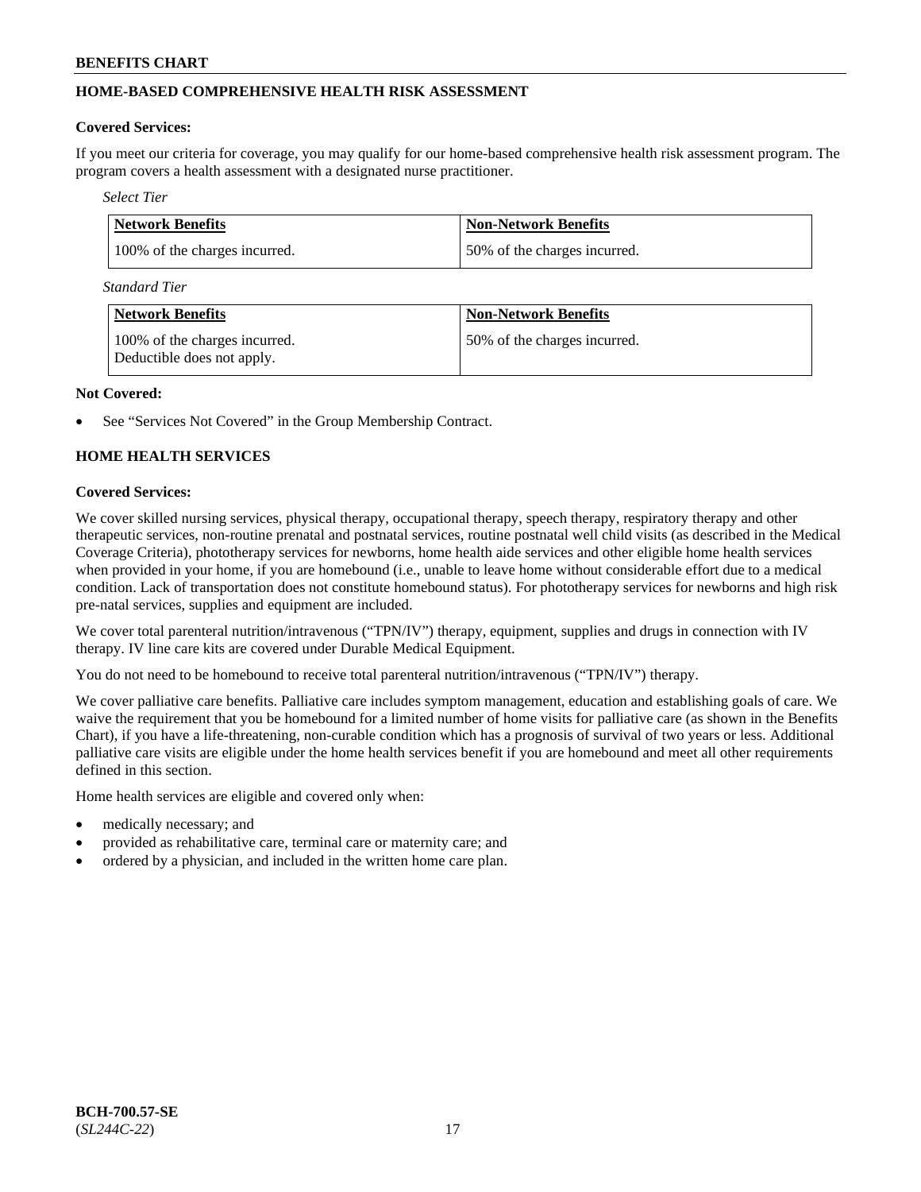## HOME-BASED COMPREHENSIVE HEALTH RISK ASSESSMENT

**Covered Services:**

If you meet our criteria for coverage, you may qualify for our home-based comprehensive health risk assessment program. The program covers a health assessment with a designated nurse practitioner.

*Select Tier*

| Network Benefits | Non-Network Benefits |
|---|---|
| 100% of the charges incurred. | 50% of the charges incurred. |

*Standard Tier*

| Network Benefits | Non-Network Benefits |
|---|---|
| 100% of the charges incurred. Deductible does not apply. | 50% of the charges incurred. |

**Not Covered:**

- See "Services Not Covered" in the Group Membership Contract.

## HOME HEALTH SERVICES

**Covered Services:**

We cover skilled nursing services, physical therapy, occupational therapy, speech therapy, respiratory therapy and other therapeutic services, non-routine prenatal and postnatal services, routine postnatal well child visits (as described in the Medical Coverage Criteria), phototherapy services for newborns, home health aide services and other eligible home health services when provided in your home, if you are homebound (i.e., unable to leave home without considerable effort due to a medical condition. Lack of transportation does not constitute homebound status). For phototherapy services for newborns and high risk pre-natal services, supplies and equipment are included.

We cover total parenteral nutrition/intravenous ("TPN/IV") therapy, equipment, supplies and drugs in connection with IV therapy. IV line care kits are covered under Durable Medical Equipment.

You do not need to be homebound to receive total parenteral nutrition/intravenous ("TPN/IV") therapy.

We cover palliative care benefits. Palliative care includes symptom management, education and establishing goals of care. We waive the requirement that you be homebound for a limited number of home visits for palliative care (as shown in the Benefits Chart), if you have a life-threatening, non-curable condition which has a prognosis of survival of two years or less. Additional palliative care visits are eligible under the home health services benefit if you are homebound and meet all other requirements defined in this section.

Home health services are eligible and covered only when:

- medically necessary; and
- provided as rehabilitative care, terminal care or maternity care; and
- ordered by a physician, and included in the written home care plan.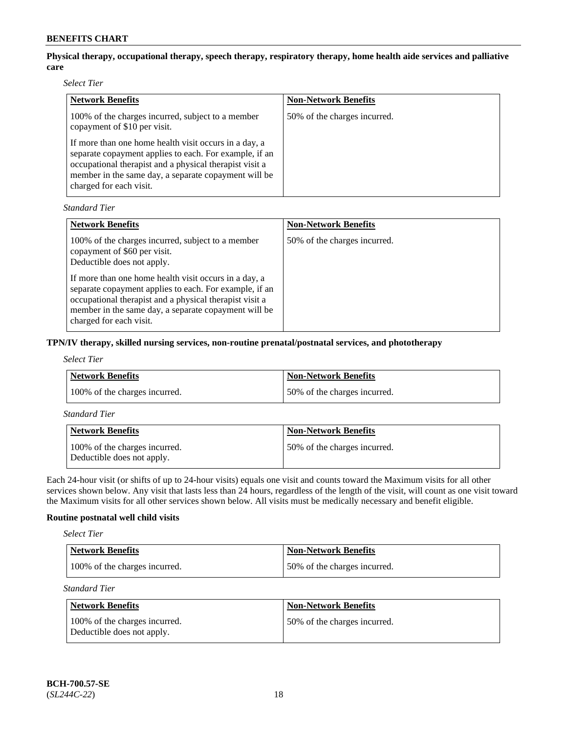**Physical therapy, occupational therapy, speech therapy, respiratory therapy, home health aide services and palliative care**

*Select Tier*

| Network Benefits | Non-Network Benefits |
| --- | --- |
| 100% of the charges incurred, subject to a member copayment of $10 per visit.<br><br>If more than one home health visit occurs in a day, a separate copayment applies to each. For example, if an occupational therapist and a physical therapist visit a member in the same day, a separate copayment will be charged for each visit. | 50% of the charges incurred. |

*Standard Tier*

| Network Benefits | Non-Network Benefits |
| --- | --- |
| 100% of the charges incurred, subject to a member copayment of $60 per visit.<br>Deductible does not apply.<br><br>If more than one home health visit occurs in a day, a separate copayment applies to each. For example, if an occupational therapist and a physical therapist visit a member in the same day, a separate copayment will be charged for each visit. | 50% of the charges incurred. |

**TPN/IV therapy, skilled nursing services, non-routine prenatal/postnatal services, and phototherapy**

*Select Tier*

| Network Benefits | Non-Network Benefits |
| --- | --- |
| 100% of the charges incurred. | 50% of the charges incurred. |

*Standard Tier*

| Network Benefits | Non-Network Benefits |
| --- | --- |
| 100% of the charges incurred.<br>Deductible does not apply. | 50% of the charges incurred. |

Each 24-hour visit (or shifts of up to 24-hour visits) equals one visit and counts toward the Maximum visits for all other services shown below. Any visit that lasts less than 24 hours, regardless of the length of the visit, will count as one visit toward the Maximum visits for all other services shown below. All visits must be medically necessary and benefit eligible.

**Routine postnatal well child visits**

*Select Tier*

| Network Benefits | Non-Network Benefits |
| --- | --- |
| 100% of the charges incurred. | 50% of the charges incurred. |

*Standard Tier*

| Network Benefits | Non-Network Benefits |
| --- | --- |
| 100% of the charges incurred.<br>Deductible does not apply. | 50% of the charges incurred. |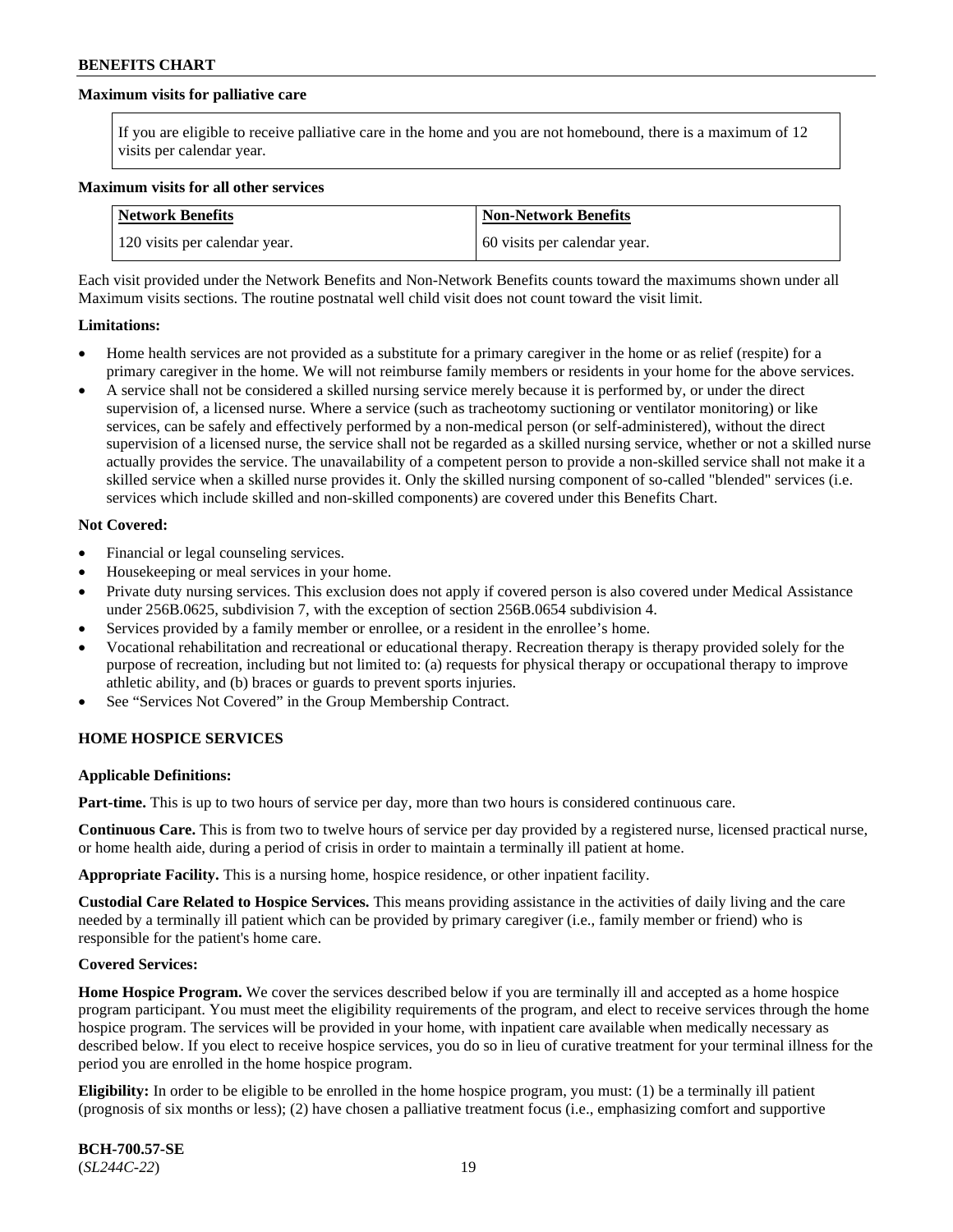**Maximum visits for palliative care**

| If you are eligible to receive palliative care in the home and you are not homebound, there is a maximum of 12 visits per calendar year. |
|---|

**Maximum visits for all other services**

| Network Benefits | Non-Network Benefits |
|---|---|
| 120 visits per calendar year. | 60 visits per calendar year. |

Each visit provided under the Network Benefits and Non-Network Benefits counts toward the maximums shown under all Maximum visits sections. The routine postnatal well child visit does not count toward the visit limit.

**Limitations:**

- Home health services are not provided as a substitute for a primary caregiver in the home or as relief (respite) for a primary caregiver in the home. We will not reimburse family members or residents in your home for the above services.
- A service shall not be considered a skilled nursing service merely because it is performed by, or under the direct supervision of, a licensed nurse. Where a service (such as tracheotomy suctioning or ventilator monitoring) or like services, can be safely and effectively performed by a non-medical person (or self-administered), without the direct supervision of a licensed nurse, the service shall not be regarded as a skilled nursing service, whether or not a skilled nurse actually provides the service. The unavailability of a competent person to provide a non-skilled service shall not make it a skilled service when a skilled nurse provides it. Only the skilled nursing component of so-called "blended" services (i.e. services which include skilled and non-skilled components) are covered under this Benefits Chart.

**Not Covered:**

- Financial or legal counseling services.
- Housekeeping or meal services in your home.
- Private duty nursing services. This exclusion does not apply if covered person is also covered under Medical Assistance under 256B.0625, subdivision 7, with the exception of section 256B.0654 subdivision 4.
- Services provided by a family member or enrollee, or a resident in the enrollee's home.
- Vocational rehabilitation and recreational or educational therapy. Recreation therapy is therapy provided solely for the purpose of recreation, including but not limited to: (a) requests for physical therapy or occupational therapy to improve athletic ability, and (b) braces or guards to prevent sports injuries.
- See "Services Not Covered" in the Group Membership Contract.

## HOME HOSPICE SERVICES

**Applicable Definitions:**

**Part-time.** This is up to two hours of service per day, more than two hours is considered continuous care.

**Continuous Care.** This is from two to twelve hours of service per day provided by a registered nurse, licensed practical nurse, or home health aide, during a period of crisis in order to maintain a terminally ill patient at home.

**Appropriate Facility.** This is a nursing home, hospice residence, or other inpatient facility.

**Custodial Care Related to Hospice Services.** This means providing assistance in the activities of daily living and the care needed by a terminally ill patient which can be provided by primary caregiver (i.e., family member or friend) who is responsible for the patient's home care.

**Covered Services:**

**Home Hospice Program.** We cover the services described below if you are terminally ill and accepted as a home hospice program participant. You must meet the eligibility requirements of the program, and elect to receive services through the home hospice program. The services will be provided in your home, with inpatient care available when medically necessary as described below. If you elect to receive hospice services, you do so in lieu of curative treatment for your terminal illness for the period you are enrolled in the home hospice program.

**Eligibility:** In order to be eligible to be enrolled in the home hospice program, you must: (1) be a terminally ill patient (prognosis of six months or less); (2) have chosen a palliative treatment focus (i.e., emphasizing comfort and supportive

**BCH-700.57-SE**
(*SL244C-22*)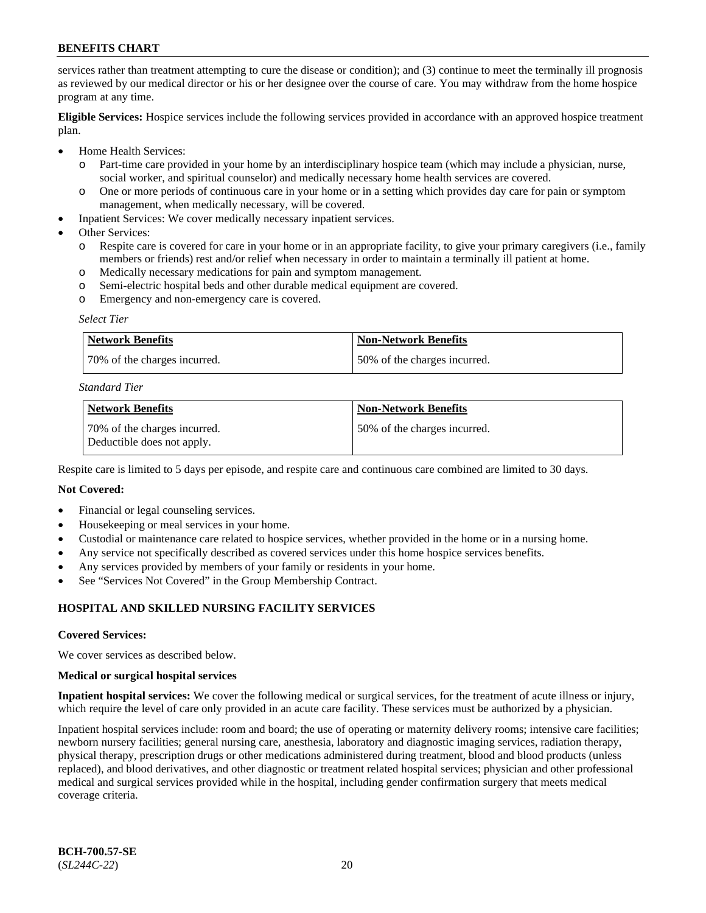services rather than treatment attempting to cure the disease or condition); and (3) continue to meet the terminally ill prognosis as reviewed by our medical director or his or her designee over the course of care. You may withdraw from the home hospice program at any time.

**Eligible Services:** Hospice services include the following services provided in accordance with an approved hospice treatment plan.

- Home Health Services:
  - Part-time care provided in your home by an interdisciplinary hospice team (which may include a physician, nurse, social worker, and spiritual counselor) and medically necessary home health services are covered.
  - One or more periods of continuous care in your home or in a setting which provides day care for pain or symptom management, when medically necessary, will be covered.
- Inpatient Services: We cover medically necessary inpatient services.
- Other Services:
  - Respite care is covered for care in your home or in an appropriate facility, to give your primary caregivers (i.e., family members or friends) rest and/or relief when necessary in order to maintain a terminally ill patient at home.
  - Medically necessary medications for pain and symptom management.
  - Semi-electric hospital beds and other durable medical equipment are covered.
  - Emergency and non-emergency care is covered.

*Select Tier*

| Network Benefits | Non-Network Benefits |
|---|---|
| 70% of the charges incurred. | 50% of the charges incurred. |

*Standard Tier*

| Network Benefits | Non-Network Benefits |
|---|---|
| 70% of the charges incurred. Deductible does not apply. | 50% of the charges incurred. |

Respite care is limited to 5 days per episode, and respite care and continuous care combined are limited to 30 days.

**Not Covered:**

- Financial or legal counseling services.
- Housekeeping or meal services in your home.
- Custodial or maintenance care related to hospice services, whether provided in the home or in a nursing home.
- Any service not specifically described as covered services under this home hospice services benefits.
- Any services provided by members of your family or residents in your home.
- See "Services Not Covered" in the Group Membership Contract.

## HOSPITAL AND SKILLED NURSING FACILITY SERVICES

**Covered Services:**

We cover services as described below.

**Medical or surgical hospital services**

**Inpatient hospital services:** We cover the following medical or surgical services, for the treatment of acute illness or injury, which require the level of care only provided in an acute care facility. These services must be authorized by a physician.

Inpatient hospital services include: room and board; the use of operating or maternity delivery rooms; intensive care facilities; newborn nursery facilities; general nursing care, anesthesia, laboratory and diagnostic imaging services, radiation therapy, physical therapy, prescription drugs or other medications administered during treatment, blood and blood products (unless replaced), and blood derivatives, and other diagnostic or treatment related hospital services; physician and other professional medical and surgical services provided while in the hospital, including gender confirmation surgery that meets medical coverage criteria.

BCH-700.57-SE
(*SL244C-22*)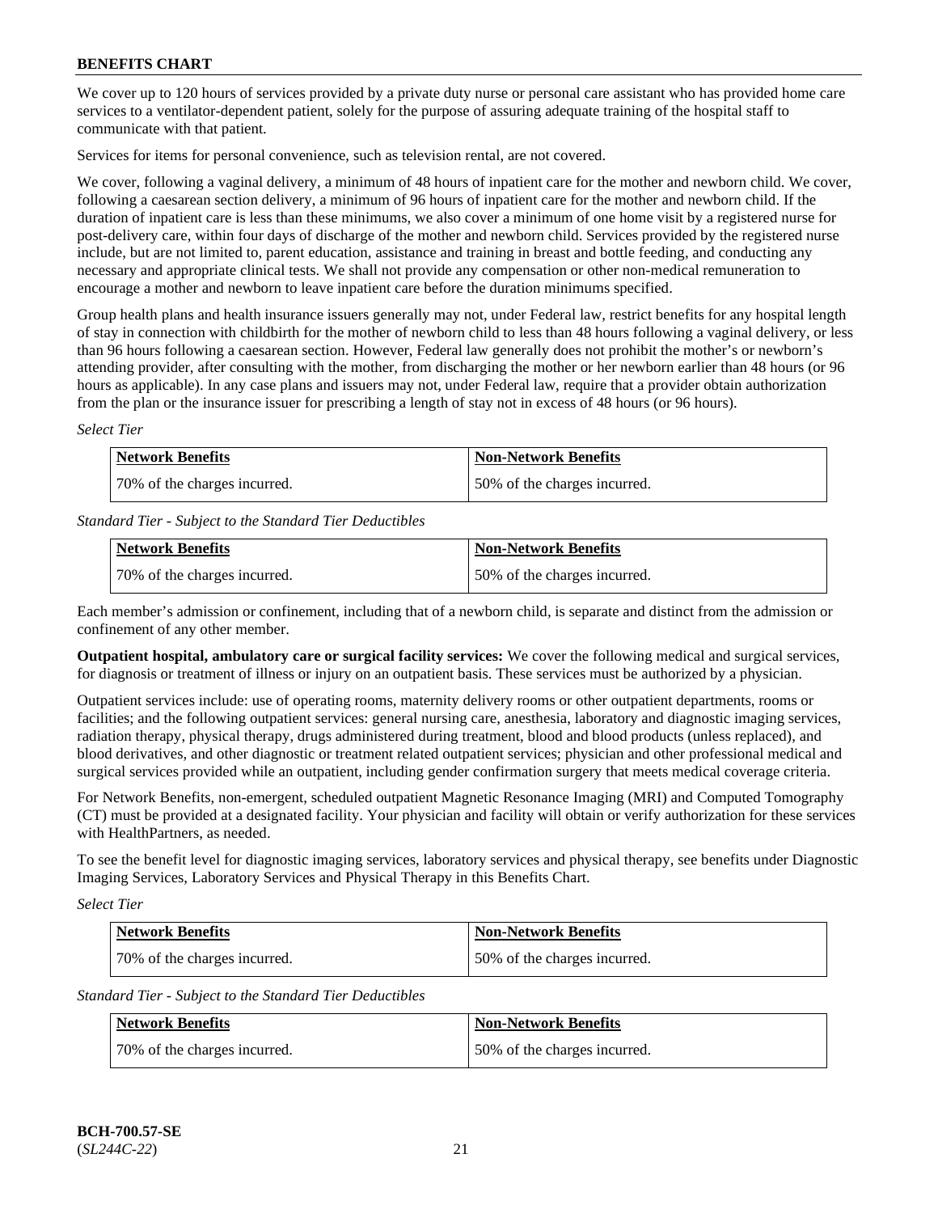We cover up to 120 hours of services provided by a private duty nurse or personal care assistant who has provided home care services to a ventilator-dependent patient, solely for the purpose of assuring adequate training of the hospital staff to communicate with that patient.

Services for items for personal convenience, such as television rental, are not covered.

We cover, following a vaginal delivery, a minimum of 48 hours of inpatient care for the mother and newborn child. We cover, following a caesarean section delivery, a minimum of 96 hours of inpatient care for the mother and newborn child. If the duration of inpatient care is less than these minimums, we also cover a minimum of one home visit by a registered nurse for post-delivery care, within four days of discharge of the mother and newborn child. Services provided by the registered nurse include, but are not limited to, parent education, assistance and training in breast and bottle feeding, and conducting any necessary and appropriate clinical tests. We shall not provide any compensation or other non-medical remuneration to encourage a mother and newborn to leave inpatient care before the duration minimums specified.

Group health plans and health insurance issuers generally may not, under Federal law, restrict benefits for any hospital length of stay in connection with childbirth for the mother of newborn child to less than 48 hours following a vaginal delivery, or less than 96 hours following a caesarean section. However, Federal law generally does not prohibit the mother's or newborn's attending provider, after consulting with the mother, from discharging the mother or her newborn earlier than 48 hours (or 96 hours as applicable). In any case plans and issuers may not, under Federal law, require that a provider obtain authorization from the plan or the insurance issuer for prescribing a length of stay not in excess of 48 hours (or 96 hours).

*Select Tier*

| Network Benefits | Non-Network Benefits |
|---|---|
| 70% of the charges incurred. | 50% of the charges incurred. |

*Standard Tier - Subject to the Standard Tier Deductibles*

| Network Benefits | Non-Network Benefits |
|---|---|
| 70% of the charges incurred. | 50% of the charges incurred. |

Each member's admission or confinement, including that of a newborn child, is separate and distinct from the admission or confinement of any other member.

**Outpatient hospital, ambulatory care or surgical facility services:** We cover the following medical and surgical services, for diagnosis or treatment of illness or injury on an outpatient basis. These services must be authorized by a physician.

Outpatient services include: use of operating rooms, maternity delivery rooms or other outpatient departments, rooms or facilities; and the following outpatient services: general nursing care, anesthesia, laboratory and diagnostic imaging services, radiation therapy, physical therapy, drugs administered during treatment, blood and blood products (unless replaced), and blood derivatives, and other diagnostic or treatment related outpatient services; physician and other professional medical and surgical services provided while an outpatient, including gender confirmation surgery that meets medical coverage criteria.

For Network Benefits, non-emergent, scheduled outpatient Magnetic Resonance Imaging (MRI) and Computed Tomography (CT) must be provided at a designated facility. Your physician and facility will obtain or verify authorization for these services with HealthPartners, as needed.

To see the benefit level for diagnostic imaging services, laboratory services and physical therapy, see benefits under Diagnostic Imaging Services, Laboratory Services and Physical Therapy in this Benefits Chart.

*Select Tier*

| Network Benefits | Non-Network Benefits |
|---|---|
| 70% of the charges incurred. | 50% of the charges incurred. |

*Standard Tier - Subject to the Standard Tier Deductibles*

| Network Benefits | Non-Network Benefits |
|---|---|
| 70% of the charges incurred. | 50% of the charges incurred. |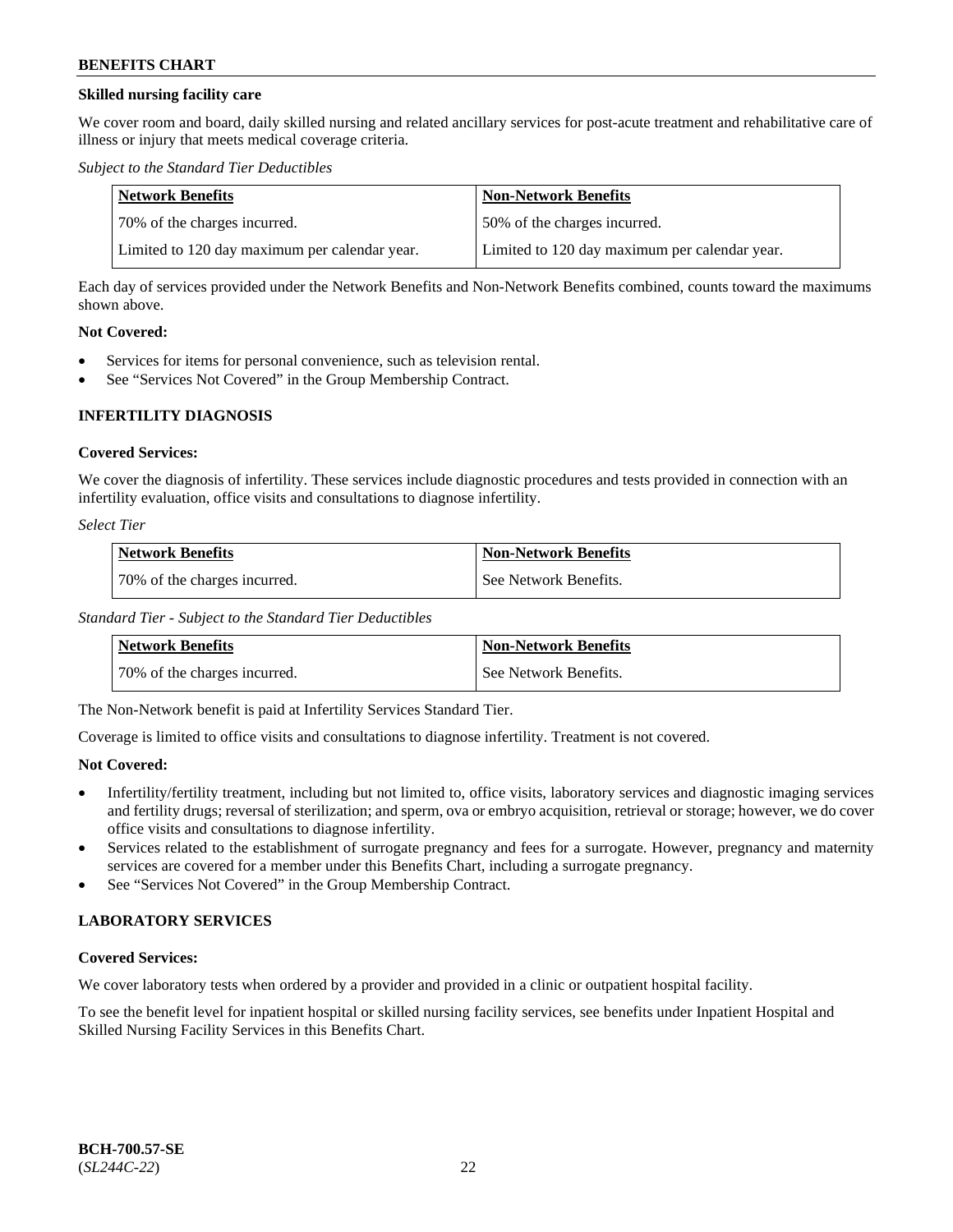**Skilled nursing facility care**

We cover room and board, daily skilled nursing and related ancillary services for post-acute treatment and rehabilitative care of illness or injury that meets medical coverage criteria.

*Subject to the Standard Tier Deductibles*

| Network Benefits | Non-Network Benefits |
|---|---|
| 70% of the charges incurred. | 50% of the charges incurred. |
| Limited to 120 day maximum per calendar year. | Limited to 120 day maximum per calendar year. |

Each day of services provided under the Network Benefits and Non-Network Benefits combined, counts toward the maximums shown above.

**Not Covered:**

- Services for items for personal convenience, such as television rental.
- See "Services Not Covered" in the Group Membership Contract.

## INFERTILITY DIAGNOSIS

**Covered Services:**

We cover the diagnosis of infertility. These services include diagnostic procedures and tests provided in connection with an infertility evaluation, office visits and consultations to diagnose infertility.

*Select Tier*

| Network Benefits | Non-Network Benefits |
|---|---|
| 70% of the charges incurred. | See Network Benefits. |

*Standard Tier - Subject to the Standard Tier Deductibles*

| Network Benefits | Non-Network Benefits |
|---|---|
| 70% of the charges incurred. | See Network Benefits. |

The Non-Network benefit is paid at Infertility Services Standard Tier.

Coverage is limited to office visits and consultations to diagnose infertility. Treatment is not covered.

**Not Covered:**

- Infertility/fertility treatment, including but not limited to, office visits, laboratory services and diagnostic imaging services and fertility drugs; reversal of sterilization; and sperm, ova or embryo acquisition, retrieval or storage; however, we do cover office visits and consultations to diagnose infertility.
- Services related to the establishment of surrogate pregnancy and fees for a surrogate. However, pregnancy and maternity services are covered for a member under this Benefits Chart, including a surrogate pregnancy.
- See "Services Not Covered" in the Group Membership Contract.

## LABORATORY SERVICES

**Covered Services:**

We cover laboratory tests when ordered by a provider and provided in a clinic or outpatient hospital facility.

To see the benefit level for inpatient hospital or skilled nursing facility services, see benefits under Inpatient Hospital and Skilled Nursing Facility Services in this Benefits Chart.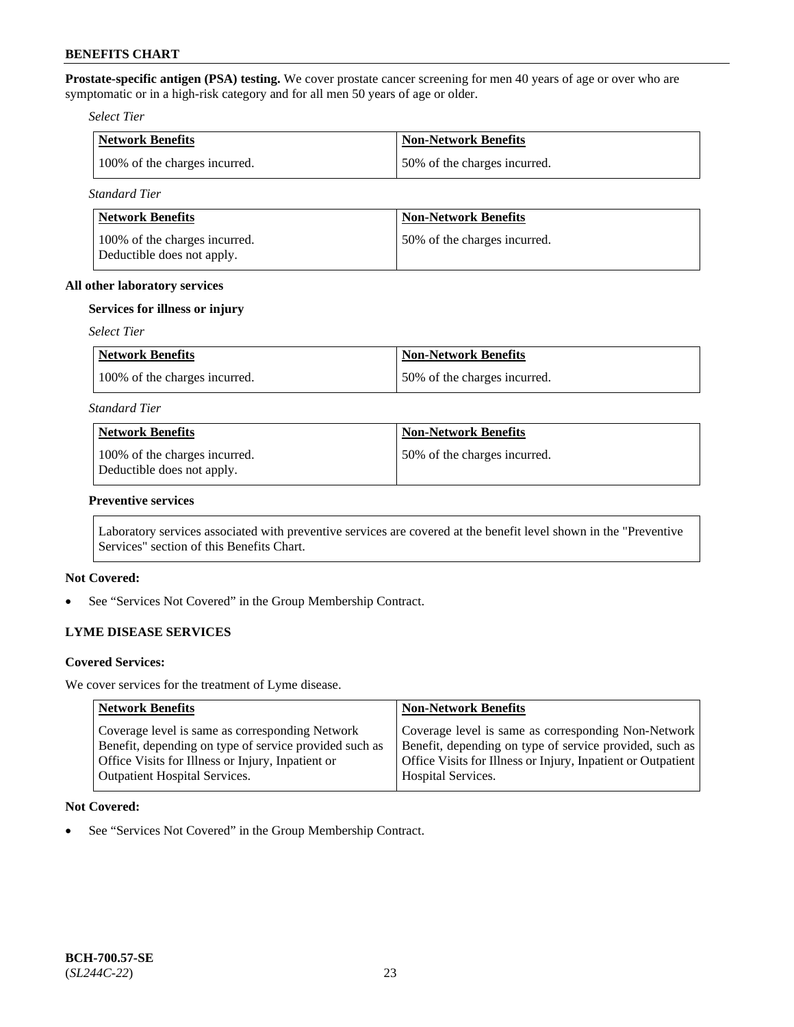**Prostate-specific antigen (PSA) testing.** We cover prostate cancer screening for men 40 years of age or over who are symptomatic or in a high-risk category and for all men 50 years of age or older.

*Select Tier*

| Network Benefits | Non-Network Benefits |
|---|---|
| 100% of the charges incurred. | 50% of the charges incurred. |

*Standard Tier*

| Network Benefits | Non-Network Benefits |
|---|---|
| 100% of the charges incurred. Deductible does not apply. | 50% of the charges incurred. |

**All other laboratory services**

**Services for illness or injury**

*Select Tier*

| Network Benefits | Non-Network Benefits |
|---|---|
| 100% of the charges incurred. | 50% of the charges incurred. |

*Standard Tier*

| Network Benefits | Non-Network Benefits |
|---|---|
| 100% of the charges incurred. Deductible does not apply. | 50% of the charges incurred. |

**Preventive services**

| Laboratory services associated with preventive services are covered at the benefit level shown in the "Preventive Services" section of this Benefits Chart. |
|---|

**Not Covered:**

- See "Services Not Covered" in the Group Membership Contract.

**LYME DISEASE SERVICES**

**Covered Services:**

We cover services for the treatment of Lyme disease.

| Network Benefits | Non-Network Benefits |
|---|---|
| Coverage level is same as corresponding Network Benefit, depending on type of service provided such as Office Visits for Illness or Injury, Inpatient or Outpatient Hospital Services. | Coverage level is same as corresponding Non-Network Benefit, depending on type of service provided, such as Office Visits for Illness or Injury, Inpatient or Outpatient Hospital Services. |

**Not Covered:**

- See "Services Not Covered" in the Group Membership Contract.

BCH-700.57-SE
(*SL244C-22*)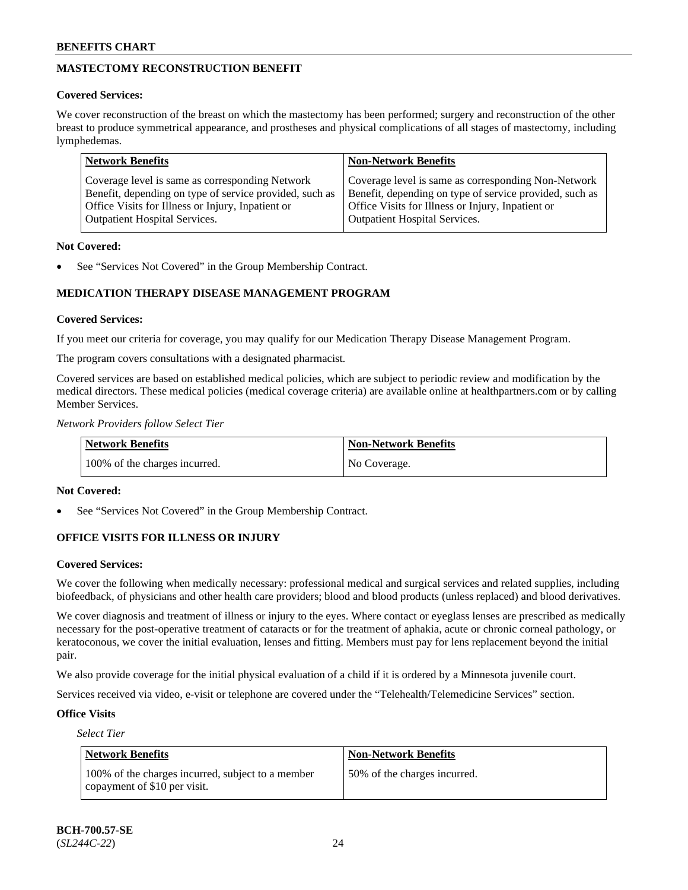## MASTECTOMY RECONSTRUCTION BENEFIT

**Covered Services:**

We cover reconstruction of the breast on which the mastectomy has been performed; surgery and reconstruction of the other breast to produce symmetrical appearance, and prostheses and physical complications of all stages of mastectomy, including lymphedemas.

| Network Benefits | Non-Network Benefits |
|---|---|
| Coverage level is same as corresponding Network Benefit, depending on type of service provided, such as Office Visits for Illness or Injury, Inpatient or Outpatient Hospital Services. | Coverage level is same as corresponding Non-Network Benefit, depending on type of service provided, such as Office Visits for Illness or Injury, Inpatient or Outpatient Hospital Services. |

**Not Covered:**

- See "Services Not Covered" in the Group Membership Contract.

## MEDICATION THERAPY DISEASE MANAGEMENT PROGRAM

**Covered Services:**

If you meet our criteria for coverage, you may qualify for our Medication Therapy Disease Management Program.

The program covers consultations with a designated pharmacist.

Covered services are based on established medical policies, which are subject to periodic review and modification by the medical directors. These medical policies (medical coverage criteria) are available online at healthpartners.com or by calling Member Services.

*Network Providers follow Select Tier*

| Network Benefits | Non-Network Benefits |
|---|---|
| 100% of the charges incurred. | No Coverage. |

**Not Covered:**

- See "Services Not Covered" in the Group Membership Contract.

## OFFICE VISITS FOR ILLNESS OR INJURY

**Covered Services:**

We cover the following when medically necessary: professional medical and surgical services and related supplies, including biofeedback, of physicians and other health care providers; blood and blood products (unless replaced) and blood derivatives.

We cover diagnosis and treatment of illness or injury to the eyes. Where contact or eyeglass lenses are prescribed as medically necessary for the post-operative treatment of cataracts or for the treatment of aphakia, acute or chronic corneal pathology, or keratoconous, we cover the initial evaluation, lenses and fitting. Members must pay for lens replacement beyond the initial pair.

We also provide coverage for the initial physical evaluation of a child if it is ordered by a Minnesota juvenile court.

Services received via video, e-visit or telephone are covered under the "Telehealth/Telemedicine Services" section.

**Office Visits**

*Select Tier*

| Network Benefits | Non-Network Benefits |
|---|---|
| 100% of the charges incurred, subject to a member copayment of $10 per visit. | 50% of the charges incurred. |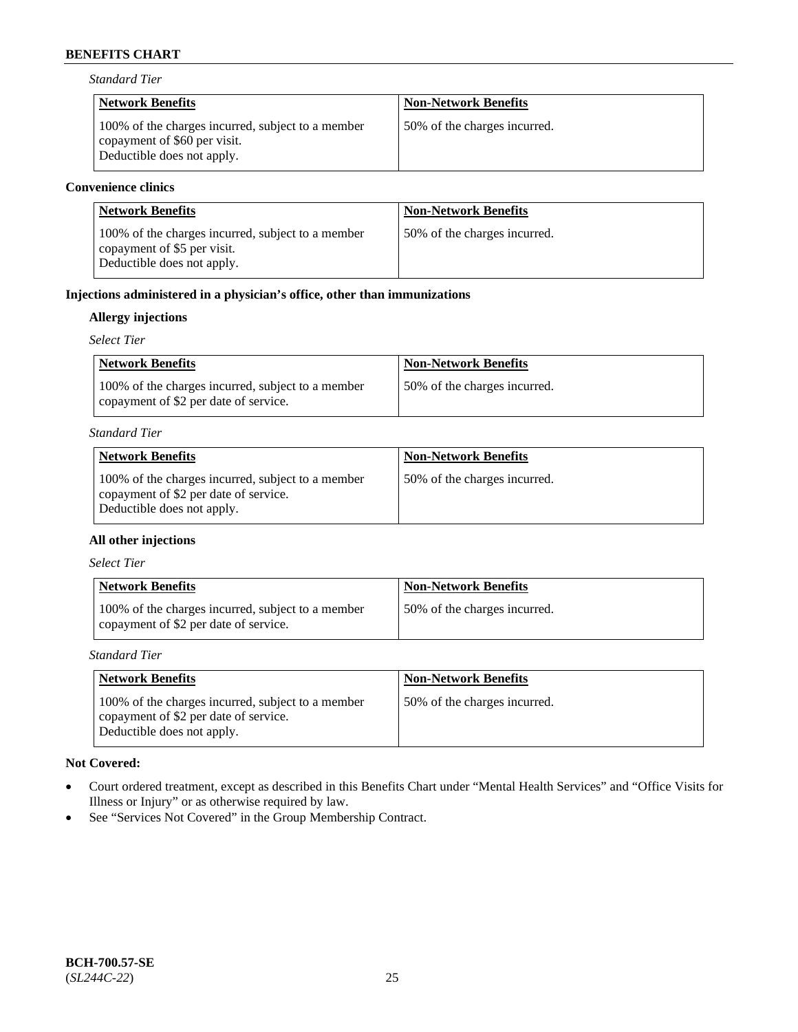*Standard Tier*

| Network Benefits | Non-Network Benefits |
| --- | --- |
| 100% of the charges incurred, subject to a member copayment of $60 per visit. Deductible does not apply. | 50% of the charges incurred. |

**Convenience clinics**

| Network Benefits | Non-Network Benefits |
| --- | --- |
| 100% of the charges incurred, subject to a member copayment of $5 per visit. Deductible does not apply. | 50% of the charges incurred. |

**Injections administered in a physician's office, other than immunizations**

**Allergy injections**

*Select Tier*

| Network Benefits | Non-Network Benefits |
| --- | --- |
| 100% of the charges incurred, subject to a member copayment of $2 per date of service. | 50% of the charges incurred. |

*Standard Tier*

| Network Benefits | Non-Network Benefits |
| --- | --- |
| 100% of the charges incurred, subject to a member copayment of $2 per date of service. Deductible does not apply. | 50% of the charges incurred. |

**All other injections**

*Select Tier*

| Network Benefits | Non-Network Benefits |
| --- | --- |
| 100% of the charges incurred, subject to a member copayment of $2 per date of service. | 50% of the charges incurred. |

*Standard Tier*

| Network Benefits | Non-Network Benefits |
| --- | --- |
| 100% of the charges incurred, subject to a member copayment of $2 per date of service. Deductible does not apply. | 50% of the charges incurred. |

**Not Covered:**

- Court ordered treatment, except as described in this Benefits Chart under "Mental Health Services" and "Office Visits for Illness or Injury" or as otherwise required by law.
- See "Services Not Covered" in the Group Membership Contract.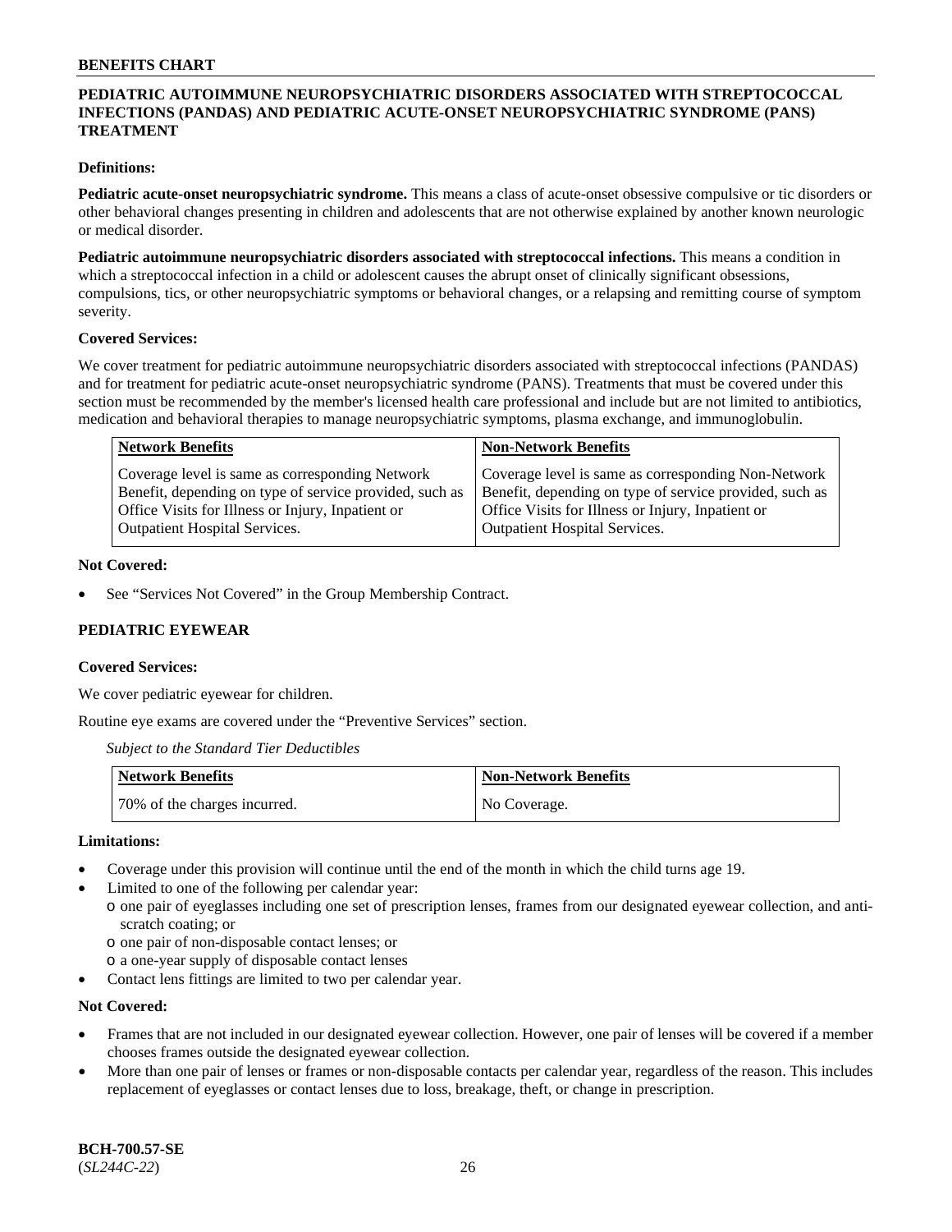## PEDIATRIC AUTOIMMUNE NEUROPSYCHIATRIC DISORDERS ASSOCIATED WITH STREPTOCOCCAL INFECTIONS (PANDAS) AND PEDIATRIC ACUTE-ONSET NEUROPSYCHIATRIC SYNDROME (PANS) TREATMENT

**Definitions:**

**Pediatric acute-onset neuropsychiatric syndrome.** This means a class of acute-onset obsessive compulsive or tic disorders or other behavioral changes presenting in children and adolescents that are not otherwise explained by another known neurologic or medical disorder.

**Pediatric autoimmune neuropsychiatric disorders associated with streptococcal infections.** This means a condition in which a streptococcal infection in a child or adolescent causes the abrupt onset of clinically significant obsessions, compulsions, tics, or other neuropsychiatric symptoms or behavioral changes, or a relapsing and remitting course of symptom severity.

**Covered Services:**

We cover treatment for pediatric autoimmune neuropsychiatric disorders associated with streptococcal infections (PANDAS) and for treatment for pediatric acute-onset neuropsychiatric syndrome (PANS). Treatments that must be covered under this section must be recommended by the member's licensed health care professional and include but are not limited to antibiotics, medication and behavioral therapies to manage neuropsychiatric symptoms, plasma exchange, and immunoglobulin.

| Network Benefits | Non-Network Benefits |
|---|---|
| Coverage level is same as corresponding Network Benefit, depending on type of service provided, such as Office Visits for Illness or Injury, Inpatient or Outpatient Hospital Services. | Coverage level is same as corresponding Non-Network Benefit, depending on type of service provided, such as Office Visits for Illness or Injury, Inpatient or Outpatient Hospital Services. |

**Not Covered:**

- See "Services Not Covered" in the Group Membership Contract.

## PEDIATRIC EYEWEAR

**Covered Services:**

We cover pediatric eyewear for children.

Routine eye exams are covered under the "Preventive Services" section.

*Subject to the Standard Tier Deductibles*

| Network Benefits | Non-Network Benefits |
|---|---|
| 70% of the charges incurred. | No Coverage. |

**Limitations:**

- Coverage under this provision will continue until the end of the month in which the child turns age 19.
- Limited to one of the following per calendar year:
  - o one pair of eyeglasses including one set of prescription lenses, frames from our designated eyewear collection, and anti-scratch coating; or
  - o one pair of non-disposable contact lenses; or
  - o a one-year supply of disposable contact lenses
- Contact lens fittings are limited to two per calendar year.

**Not Covered:**

- Frames that are not included in our designated eyewear collection. However, one pair of lenses will be covered if a member chooses frames outside the designated eyewear collection.
- More than one pair of lenses or frames or non-disposable contacts per calendar year, regardless of the reason. This includes replacement of eyeglasses or contact lenses due to loss, breakage, theft, or change in prescription.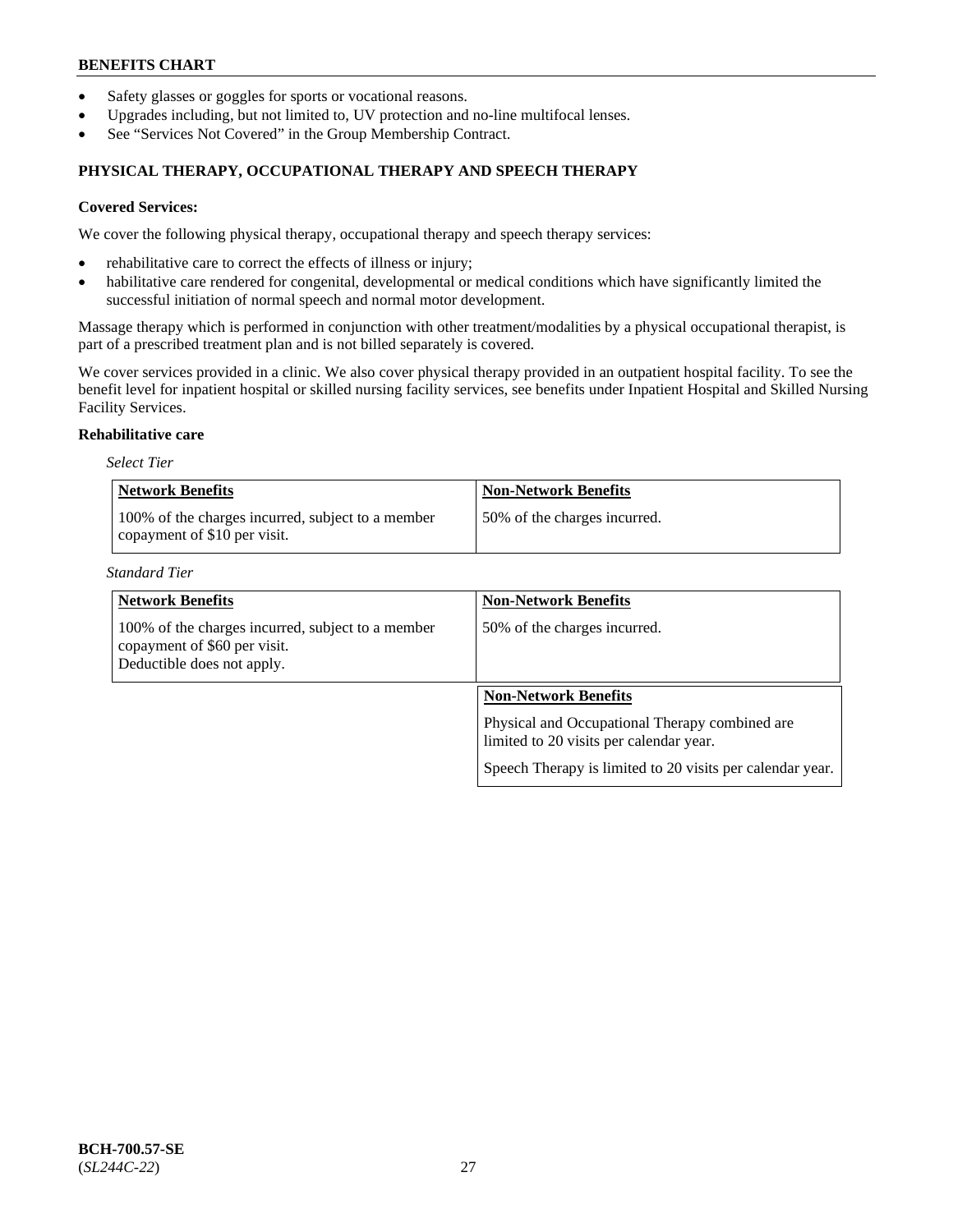- Safety glasses or goggles for sports or vocational reasons.
- Upgrades including, but not limited to, UV protection and no-line multifocal lenses.
- See "Services Not Covered" in the Group Membership Contract.

## PHYSICAL THERAPY, OCCUPATIONAL THERAPY AND SPEECH THERAPY

**Covered Services:**

We cover the following physical therapy, occupational therapy and speech therapy services:

- rehabilitative care to correct the effects of illness or injury;
- habilitative care rendered for congenital, developmental or medical conditions which have significantly limited the successful initiation of normal speech and normal motor development.

Massage therapy which is performed in conjunction with other treatment/modalities by a physical occupational therapist, is part of a prescribed treatment plan and is not billed separately is covered.

We cover services provided in a clinic. We also cover physical therapy provided in an outpatient hospital facility. To see the benefit level for inpatient hospital or skilled nursing facility services, see benefits under Inpatient Hospital and Skilled Nursing Facility Services.

**Rehabilitative care**

*Select Tier*

| Network Benefits | Non-Network Benefits |
| --- | --- |
| 100% of the charges incurred, subject to a member copayment of $10 per visit. | 50% of the charges incurred. |

*Standard Tier*

| Network Benefits | Non-Network Benefits |
| --- | --- |
| 100% of the charges incurred, subject to a member copayment of $60 per visit.<br>Deductible does not apply. | 50% of the charges incurred. |

| Non-Network Benefits |
| --- |
| Physical and Occupational Therapy combined are limited to 20 visits per calendar year.<br>Speech Therapy is limited to 20 visits per calendar year. |

BCH-700.57-SE
(*SL244C-22*)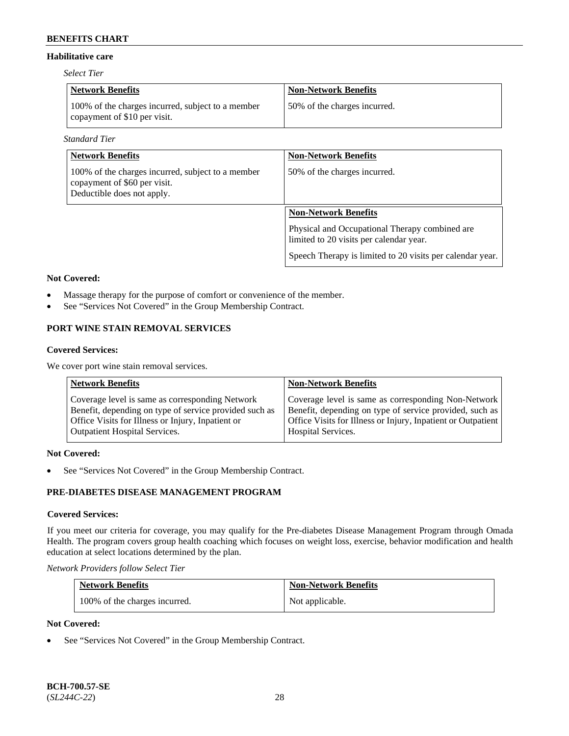### Habilitative care

*Select Tier*

| Network Benefits | Non-Network Benefits |
|---|---|
| 100% of the charges incurred, subject to a member copayment of $10 per visit. | 50% of the charges incurred. |

*Standard Tier*

| Network Benefits | Non-Network Benefits |
|---|---|
| 100% of the charges incurred, subject to a member copayment of $60 per visit. Deductible does not apply. | 50% of the charges incurred. |

| Non-Network Benefits |
|---|
| Physical and Occupational Therapy combined are limited to 20 visits per calendar year. Speech Therapy is limited to 20 visits per calendar year. |

**Not Covered:**

- Massage therapy for the purpose of comfort or convenience of the member.
- See “Services Not Covered” in the Group Membership Contract.

## PORT WINE STAIN REMOVAL SERVICES

**Covered Services:**

We cover port wine stain removal services.

| Network Benefits | Non-Network Benefits |
|---|---|
| Coverage level is same as corresponding Network Benefit, depending on type of service provided such as Office Visits for Illness or Injury, Inpatient or Outpatient Hospital Services. | Coverage level is same as corresponding Non-Network Benefit, depending on type of service provided, such as Office Visits for Illness or Injury, Inpatient or Outpatient Hospital Services. |

**Not Covered:**

- See “Services Not Covered” in the Group Membership Contract.

## PRE-DIABETES DISEASE MANAGEMENT PROGRAM

**Covered Services:**

If you meet our criteria for coverage, you may qualify for the Pre-diabetes Disease Management Program through Omada Health. The program covers group health coaching which focuses on weight loss, exercise, behavior modification and health education at select locations determined by the plan.

*Network Providers follow Select Tier*

| Network Benefits | Non-Network Benefits |
|---|---|
| 100% of the charges incurred. | Not applicable. |

**Not Covered:**

- See “Services Not Covered” in the Group Membership Contract.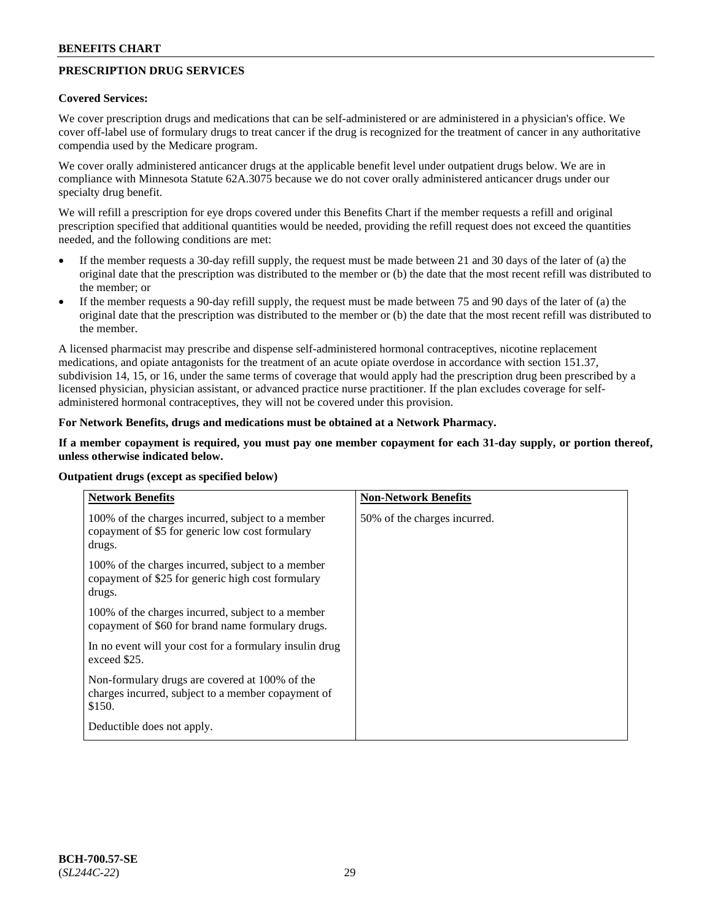## PRESCRIPTION DRUG SERVICES

**Covered Services:**

We cover prescription drugs and medications that can be self-administered or are administered in a physician's office. We cover off-label use of formulary drugs to treat cancer if the drug is recognized for the treatment of cancer in any authoritative compendia used by the Medicare program.

We cover orally administered anticancer drugs at the applicable benefit level under outpatient drugs below. We are in compliance with Minnesota Statute 62A.3075 because we do not cover orally administered anticancer drugs under our specialty drug benefit.

We will refill a prescription for eye drops covered under this Benefits Chart if the member requests a refill and original prescription specified that additional quantities would be needed, providing the refill request does not exceed the quantities needed, and the following conditions are met:

- If the member requests a 30-day refill supply, the request must be made between 21 and 30 days of the later of (a) the original date that the prescription was distributed to the member or (b) the date that the most recent refill was distributed to the member; or
- If the member requests a 90-day refill supply, the request must be made between 75 and 90 days of the later of (a) the original date that the prescription was distributed to the member or (b) the date that the most recent refill was distributed to the member.

A licensed pharmacist may prescribe and dispense self-administered hormonal contraceptives, nicotine replacement medications, and opiate antagonists for the treatment of an acute opiate overdose in accordance with section 151.37, subdivision 14, 15, or 16, under the same terms of coverage that would apply had the prescription drug been prescribed by a licensed physician, physician assistant, or advanced practice nurse practitioner. If the plan excludes coverage for self-administered hormonal contraceptives, they will not be covered under this provision.

**For Network Benefits, drugs and medications must be obtained at a Network Pharmacy.**

**If a member copayment is required, you must pay one member copayment for each 31-day supply, or portion thereof, unless otherwise indicated below.**

**Outpatient drugs (except as specified below)**

| Network Benefits | Non-Network Benefits |
|---|---|
| 100% of the charges incurred, subject to a member copayment of $5 for generic low cost formulary drugs.<br><br>100% of the charges incurred, subject to a member copayment of $25 for generic high cost formulary drugs.<br><br>100% of the charges incurred, subject to a member copayment of $60 for brand name formulary drugs.<br><br>In no event will your cost for a formulary insulin drug exceed $25.<br><br>Non-formulary drugs are covered at 100% of the charges incurred, subject to a member copayment of $150.<br><br>Deductible does not apply. | 50% of the charges incurred. |

BCH-700.57-SE
(*SL244C-22*)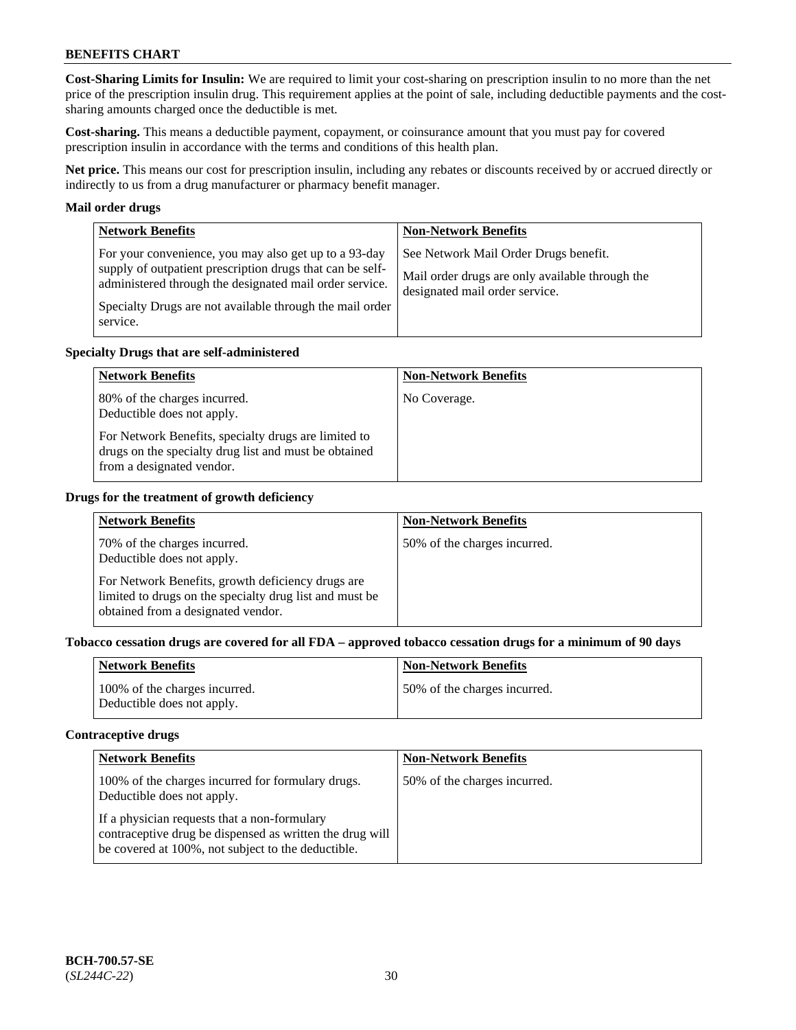**Cost-Sharing Limits for Insulin:** We are required to limit your cost-sharing on prescription insulin to no more than the net price of the prescription insulin drug. This requirement applies at the point of sale, including deductible payments and the cost-sharing amounts charged once the deductible is met.

**Cost-sharing.** This means a deductible payment, copayment, or coinsurance amount that you must pay for covered prescription insulin in accordance with the terms and conditions of this health plan.

**Net price.** This means our cost for prescription insulin, including any rebates or discounts received by or accrued directly or indirectly to us from a drug manufacturer or pharmacy benefit manager.

**Mail order drugs**

| Network Benefits | Non-Network Benefits |
|---|---|
| For your convenience, you may also get up to a 93-day supply of outpatient prescription drugs that can be self-administered through the designated mail order service.<br><br>Specialty Drugs are not available through the mail order service. | See Network Mail Order Drugs benefit.<br><br>Mail order drugs are only available through the designated mail order service. |

**Specialty Drugs that are self-administered**

| Network Benefits | Non-Network Benefits |
|---|---|
| 80% of the charges incurred.<br>Deductible does not apply.<br><br>For Network Benefits, specialty drugs are limited to drugs on the specialty drug list and must be obtained from a designated vendor. | No Coverage. |

**Drugs for the treatment of growth deficiency**

| Network Benefits | Non-Network Benefits |
|---|---|
| 70% of the charges incurred.<br>Deductible does not apply.<br><br>For Network Benefits, growth deficiency drugs are limited to drugs on the specialty drug list and must be obtained from a designated vendor. | 50% of the charges incurred. |

**Tobacco cessation drugs are covered for all FDA – approved tobacco cessation drugs for a minimum of 90 days**

| Network Benefits | Non-Network Benefits |
|---|---|
| 100% of the charges incurred.<br>Deductible does not apply. | 50% of the charges incurred. |

**Contraceptive drugs**

| Network Benefits | Non-Network Benefits |
|---|---|
| 100% of the charges incurred for formulary drugs.<br>Deductible does not apply.<br><br>If a physician requests that a non-formulary contraceptive drug be dispensed as written the drug will be covered at 100%, not subject to the deductible. | 50% of the charges incurred. |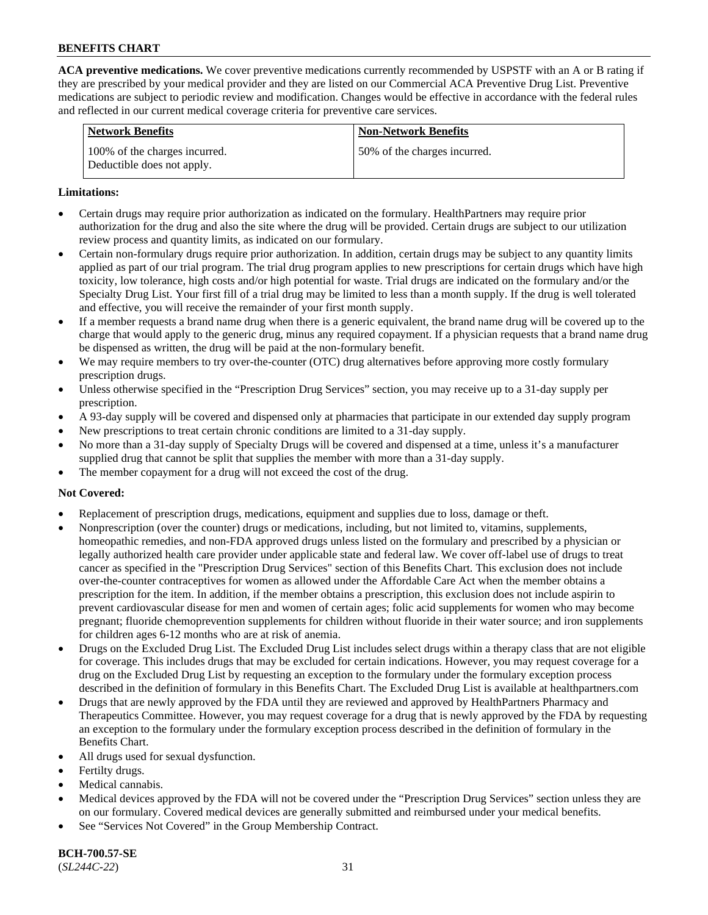**ACA preventive medications.** We cover preventive medications currently recommended by USPSTF with an A or B rating if they are prescribed by your medical provider and they are listed on our Commercial ACA Preventive Drug List. Preventive medications are subject to periodic review and modification. Changes would be effective in accordance with the federal rules and reflected in our current medical coverage criteria for preventive care services.

| Network Benefits | Non-Network Benefits |
|---|---|
| 100% of the charges incurred. Deductible does not apply. | 50% of the charges incurred. |

**Limitations:**

- Certain drugs may require prior authorization as indicated on the formulary. HealthPartners may require prior authorization for the drug and also the site where the drug will be provided. Certain drugs are subject to our utilization review process and quantity limits, as indicated on our formulary.
- Certain non-formulary drugs require prior authorization. In addition, certain drugs may be subject to any quantity limits applied as part of our trial program. The trial drug program applies to new prescriptions for certain drugs which have high toxicity, low tolerance, high costs and/or high potential for waste. Trial drugs are indicated on the formulary and/or the Specialty Drug List. Your first fill of a trial drug may be limited to less than a month supply. If the drug is well tolerated and effective, you will receive the remainder of your first month supply.
- If a member requests a brand name drug when there is a generic equivalent, the brand name drug will be covered up to the charge that would apply to the generic drug, minus any required copayment. If a physician requests that a brand name drug be dispensed as written, the drug will be paid at the non-formulary benefit.
- We may require members to try over-the-counter (OTC) drug alternatives before approving more costly formulary prescription drugs.
- Unless otherwise specified in the "Prescription Drug Services" section, you may receive up to a 31-day supply per prescription.
- A 93-day supply will be covered and dispensed only at pharmacies that participate in our extended day supply program
- New prescriptions to treat certain chronic conditions are limited to a 31-day supply.
- No more than a 31-day supply of Specialty Drugs will be covered and dispensed at a time, unless it's a manufacturer supplied drug that cannot be split that supplies the member with more than a 31-day supply.
- The member copayment for a drug will not exceed the cost of the drug.

**Not Covered:**

- Replacement of prescription drugs, medications, equipment and supplies due to loss, damage or theft.
- Nonprescription (over the counter) drugs or medications, including, but not limited to, vitamins, supplements, homeopathic remedies, and non-FDA approved drugs unless listed on the formulary and prescribed by a physician or legally authorized health care provider under applicable state and federal law. We cover off-label use of drugs to treat cancer as specified in the "Prescription Drug Services" section of this Benefits Chart. This exclusion does not include over-the-counter contraceptives for women as allowed under the Affordable Care Act when the member obtains a prescription for the item. In addition, if the member obtains a prescription, this exclusion does not include aspirin to prevent cardiovascular disease for men and women of certain ages; folic acid supplements for women who may become pregnant; fluoride chemoprevention supplements for children without fluoride in their water source; and iron supplements for children ages 6-12 months who are at risk of anemia.
- Drugs on the Excluded Drug List. The Excluded Drug List includes select drugs within a therapy class that are not eligible for coverage. This includes drugs that may be excluded for certain indications. However, you may request coverage for a drug on the Excluded Drug List by requesting an exception to the formulary under the formulary exception process described in the definition of formulary in this Benefits Chart. The Excluded Drug List is available at healthpartners.com
- Drugs that are newly approved by the FDA until they are reviewed and approved by HealthPartners Pharmacy and Therapeutics Committee. However, you may request coverage for a drug that is newly approved by the FDA by requesting an exception to the formulary under the formulary exception process described in the definition of formulary in the Benefits Chart.
- All drugs used for sexual dysfunction.
- Fertilty drugs.
- Medical cannabis.
- Medical devices approved by the FDA will not be covered under the "Prescription Drug Services" section unless they are on our formulary. Covered medical devices are generally submitted and reimbursed under your medical benefits.
- See "Services Not Covered" in the Group Membership Contract.

**BCH-700.57-SE**
(*SL244C-22*)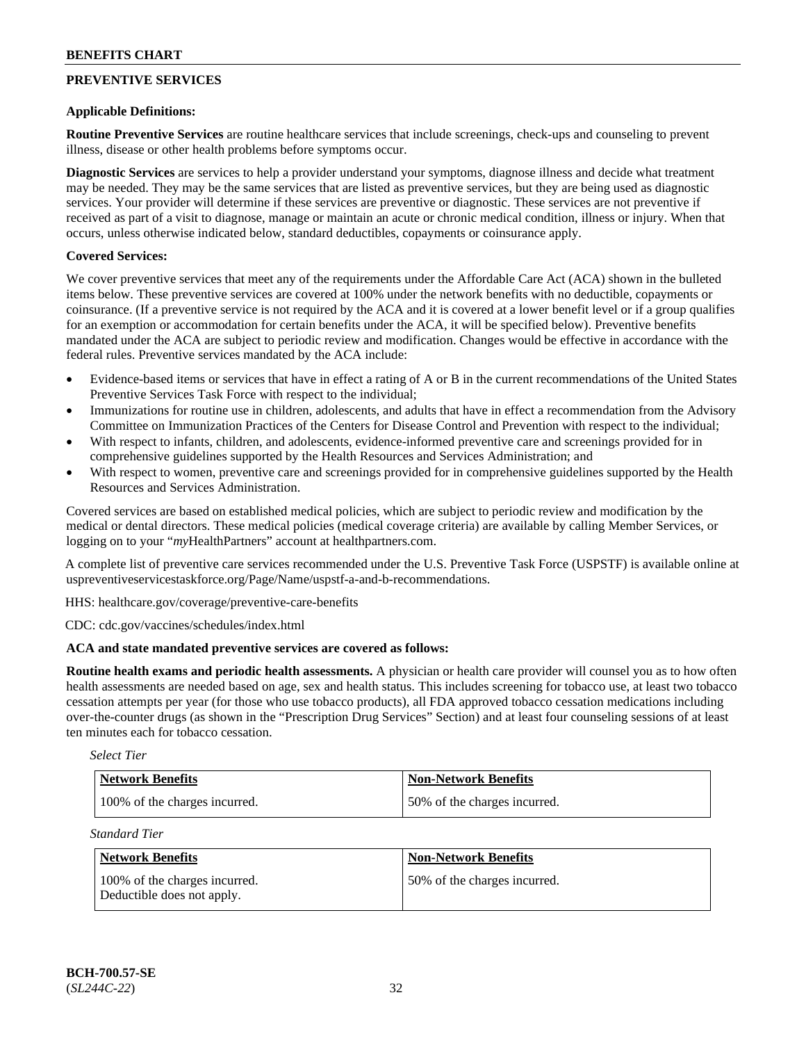## PREVENTIVE SERVICES

**Applicable Definitions:**

**Routine Preventive Services** are routine healthcare services that include screenings, check-ups and counseling to prevent illness, disease or other health problems before symptoms occur.

**Diagnostic Services** are services to help a provider understand your symptoms, diagnose illness and decide what treatment may be needed. They may be the same services that are listed as preventive services, but they are being used as diagnostic services. Your provider will determine if these services are preventive or diagnostic. These services are not preventive if received as part of a visit to diagnose, manage or maintain an acute or chronic medical condition, illness or injury. When that occurs, unless otherwise indicated below, standard deductibles, copayments or coinsurance apply.

**Covered Services:**

We cover preventive services that meet any of the requirements under the Affordable Care Act (ACA) shown in the bulleted items below. These preventive services are covered at 100% under the network benefits with no deductible, copayments or coinsurance. (If a preventive service is not required by the ACA and it is covered at a lower benefit level or if a group qualifies for an exemption or accommodation for certain benefits under the ACA, it will be specified below). Preventive benefits mandated under the ACA are subject to periodic review and modification. Changes would be effective in accordance with the federal rules. Preventive services mandated by the ACA include:

- Evidence-based items or services that have in effect a rating of A or B in the current recommendations of the United States Preventive Services Task Force with respect to the individual;
- Immunizations for routine use in children, adolescents, and adults that have in effect a recommendation from the Advisory Committee on Immunization Practices of the Centers for Disease Control and Prevention with respect to the individual;
- With respect to infants, children, and adolescents, evidence-informed preventive care and screenings provided for in comprehensive guidelines supported by the Health Resources and Services Administration; and
- With respect to women, preventive care and screenings provided for in comprehensive guidelines supported by the Health Resources and Services Administration.

Covered services are based on established medical policies, which are subject to periodic review and modification by the medical or dental directors. These medical policies (medical coverage criteria) are available by calling Member Services, or logging on to your "*my*HealthPartners" account at healthpartners.com.

A complete list of preventive care services recommended under the U.S. Preventive Task Force (USPSTF) is available online at uspreventiveservicestaskforce.org/Page/Name/uspstf-a-and-b-recommendations.

HHS: healthcare.gov/coverage/preventive-care-benefits

CDC: cdc.gov/vaccines/schedules/index.html

**ACA and state mandated preventive services are covered as follows:**

**Routine health exams and periodic health assessments.** A physician or health care provider will counsel you as to how often health assessments are needed based on age, sex and health status. This includes screening for tobacco use, at least two tobacco cessation attempts per year (for those who use tobacco products), all FDA approved tobacco cessation medications including over-the-counter drugs (as shown in the "Prescription Drug Services" Section) and at least four counseling sessions of at least ten minutes each for tobacco cessation.

*Select Tier*

| Network Benefits | Non-Network Benefits |
|---|---|
| 100% of the charges incurred. | 50% of the charges incurred. |

*Standard Tier*

| Network Benefits | Non-Network Benefits |
|---|---|
| 100% of the charges incurred. Deductible does not apply. | 50% of the charges incurred. |

**BCH-700.57-SE**
(*SL244C-22*)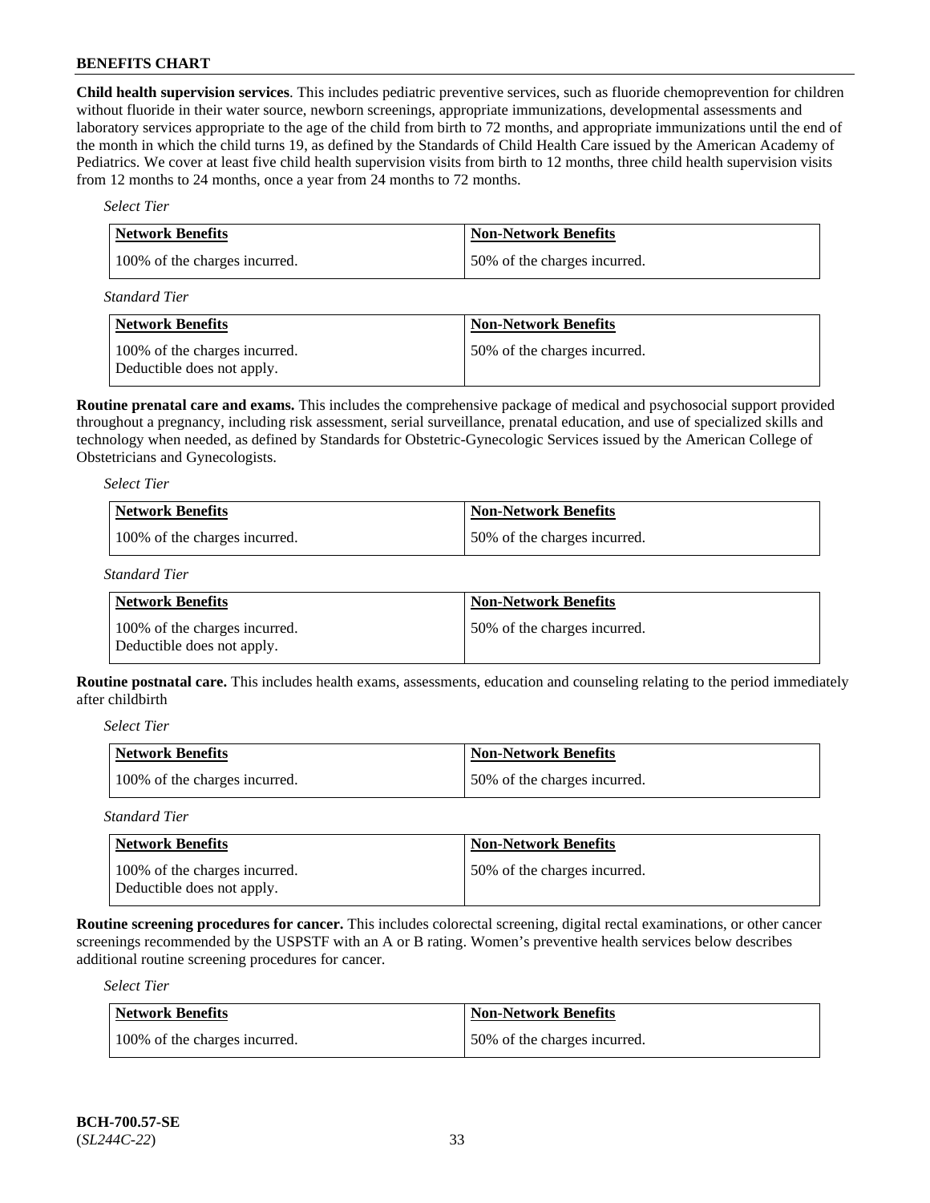**Child health supervision services**. This includes pediatric preventive services, such as fluoride chemoprevention for children without fluoride in their water source, newborn screenings, appropriate immunizations, developmental assessments and laboratory services appropriate to the age of the child from birth to 72 months, and appropriate immunizations until the end of the month in which the child turns 19, as defined by the Standards of Child Health Care issued by the American Academy of Pediatrics. We cover at least five child health supervision visits from birth to 12 months, three child health supervision visits from 12 months to 24 months, once a year from 24 months to 72 months.

*Select Tier*

| Network Benefits | Non-Network Benefits |
|---|---|
| 100% of the charges incurred. | 50% of the charges incurred. |

*Standard Tier*

| Network Benefits | Non-Network Benefits |
|---|---|
| 100% of the charges incurred. Deductible does not apply. | 50% of the charges incurred. |

**Routine prenatal care and exams.** This includes the comprehensive package of medical and psychosocial support provided throughout a pregnancy, including risk assessment, serial surveillance, prenatal education, and use of specialized skills and technology when needed, as defined by Standards for Obstetric-Gynecologic Services issued by the American College of Obstetricians and Gynecologists.

*Select Tier*

| Network Benefits | Non-Network Benefits |
|---|---|
| 100% of the charges incurred. | 50% of the charges incurred. |

*Standard Tier*

| Network Benefits | Non-Network Benefits |
|---|---|
| 100% of the charges incurred. Deductible does not apply. | 50% of the charges incurred. |

**Routine postnatal care.** This includes health exams, assessments, education and counseling relating to the period immediately after childbirth

*Select Tier*

| Network Benefits | Non-Network Benefits |
|---|---|
| 100% of the charges incurred. | 50% of the charges incurred. |

*Standard Tier*

| Network Benefits | Non-Network Benefits |
|---|---|
| 100% of the charges incurred. Deductible does not apply. | 50% of the charges incurred. |

**Routine screening procedures for cancer.** This includes colorectal screening, digital rectal examinations, or other cancer screenings recommended by the USPSTF with an A or B rating. Women's preventive health services below describes additional routine screening procedures for cancer.

*Select Tier*

| Network Benefits | Non-Network Benefits |
|---|---|
| 100% of the charges incurred. | 50% of the charges incurred. |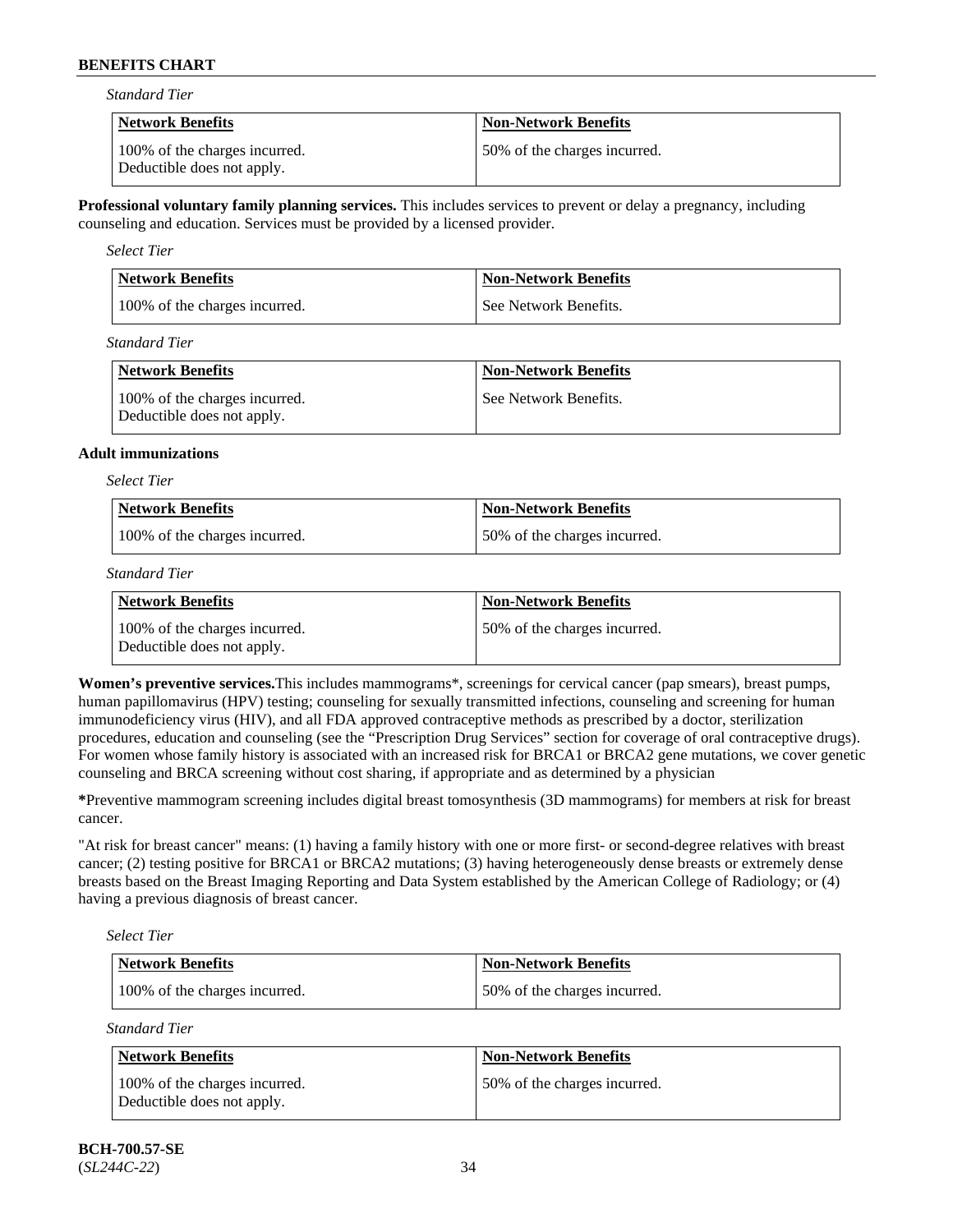*Standard Tier*

| Network Benefits | Non-Network Benefits |
| --- | --- |
| 100% of the charges incurred. Deductible does not apply. | 50% of the charges incurred. |

**Professional voluntary family planning services.** This includes services to prevent or delay a pregnancy, including counseling and education. Services must be provided by a licensed provider.

*Select Tier*

| Network Benefits | Non-Network Benefits |
| --- | --- |
| 100% of the charges incurred. | See Network Benefits. |

*Standard Tier*

| Network Benefits | Non-Network Benefits |
| --- | --- |
| 100% of the charges incurred. Deductible does not apply. | See Network Benefits. |

**Adult immunizations**

*Select Tier*

| Network Benefits | Non-Network Benefits |
| --- | --- |
| 100% of the charges incurred. | 50% of the charges incurred. |

*Standard Tier*

| Network Benefits | Non-Network Benefits |
| --- | --- |
| 100% of the charges incurred. Deductible does not apply. | 50% of the charges incurred. |

**Women's preventive services.**This includes mammograms*, screenings for cervical cancer (pap smears), breast pumps, human papillomavirus (HPV) testing; counseling for sexually transmitted infections, counseling and screening for human immunodeficiency virus (HIV), and all FDA approved contraceptive methods as prescribed by a doctor, sterilization procedures, education and counseling (see the "Prescription Drug Services" section for coverage of oral contraceptive drugs). For women whose family history is associated with an increased risk for BRCA1 or BRCA2 gene mutations, we cover genetic counseling and BRCA screening without cost sharing, if appropriate and as determined by a physician

**\***Preventive mammogram screening includes digital breast tomosynthesis (3D mammograms) for members at risk for breast cancer.

"At risk for breast cancer" means: (1) having a family history with one or more first- or second-degree relatives with breast cancer; (2) testing positive for BRCA1 or BRCA2 mutations; (3) having heterogeneously dense breasts or extremely dense breasts based on the Breast Imaging Reporting and Data System established by the American College of Radiology; or (4) having a previous diagnosis of breast cancer.

*Select Tier*

| Network Benefits | Non-Network Benefits |
| --- | --- |
| 100% of the charges incurred. | 50% of the charges incurred. |

*Standard Tier*

| Network Benefits | Non-Network Benefits |
| --- | --- |
| 100% of the charges incurred. Deductible does not apply. | 50% of the charges incurred. |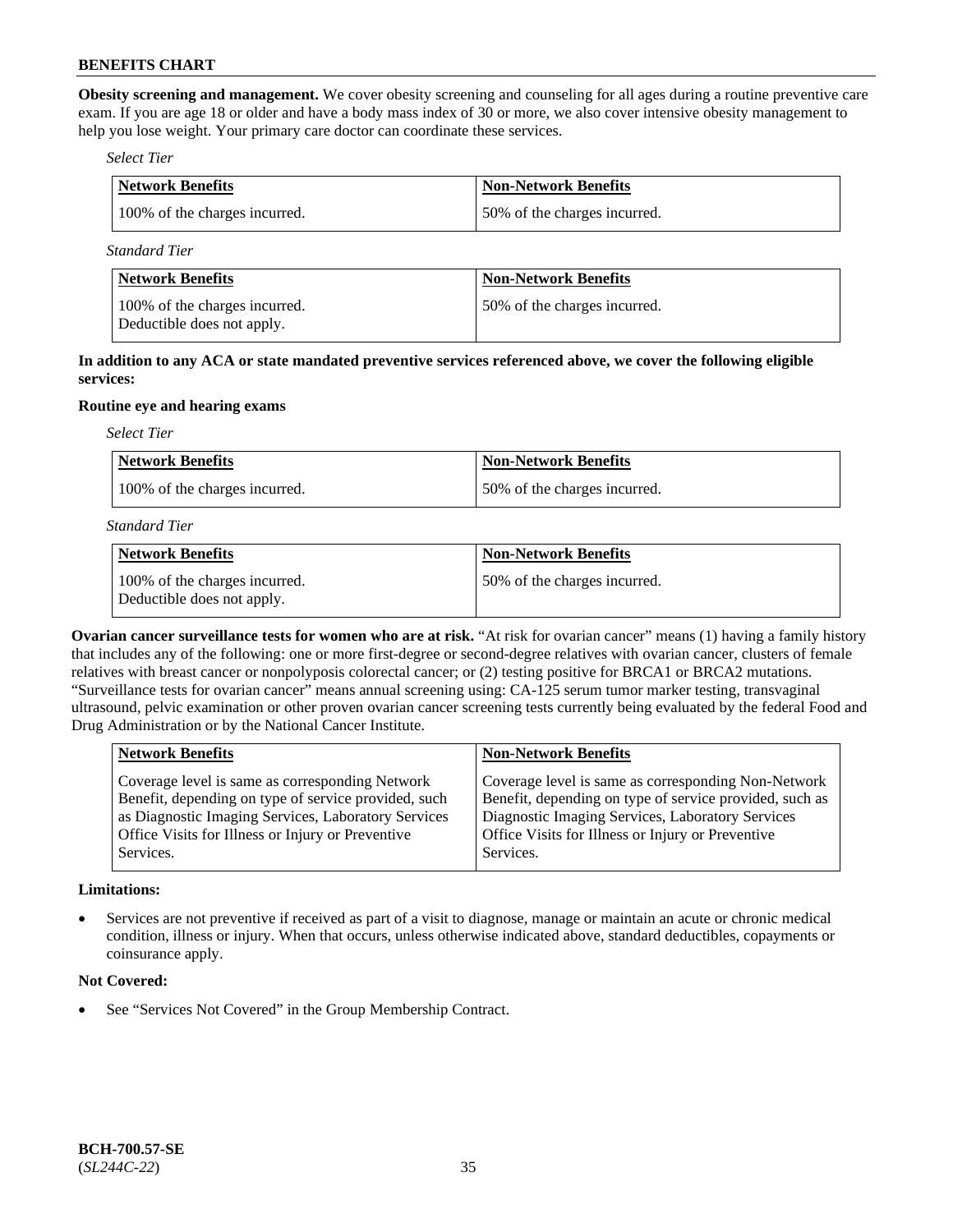**Obesity screening and management.** We cover obesity screening and counseling for all ages during a routine preventive care exam. If you are age 18 or older and have a body mass index of 30 or more, we also cover intensive obesity management to help you lose weight. Your primary care doctor can coordinate these services.

*Select Tier*

| Network Benefits | Non-Network Benefits |
|---|---|
| 100% of the charges incurred. | 50% of the charges incurred. |

*Standard Tier*

| Network Benefits | Non-Network Benefits |
|---|---|
| 100% of the charges incurred. Deductible does not apply. | 50% of the charges incurred. |

**In addition to any ACA or state mandated preventive services referenced above, we cover the following eligible services:**

**Routine eye and hearing exams**

*Select Tier*

| Network Benefits | Non-Network Benefits |
|---|---|
| 100% of the charges incurred. | 50% of the charges incurred. |

*Standard Tier*

| Network Benefits | Non-Network Benefits |
|---|---|
| 100% of the charges incurred. Deductible does not apply. | 50% of the charges incurred. |

**Ovarian cancer surveillance tests for women who are at risk.** "At risk for ovarian cancer" means (1) having a family history that includes any of the following: one or more first-degree or second-degree relatives with ovarian cancer, clusters of female relatives with breast cancer or nonpolyposis colorectal cancer; or (2) testing positive for BRCA1 or BRCA2 mutations. "Surveillance tests for ovarian cancer" means annual screening using: CA-125 serum tumor marker testing, transvaginal ultrasound, pelvic examination or other proven ovarian cancer screening tests currently being evaluated by the federal Food and Drug Administration or by the National Cancer Institute.

| Network Benefits | Non-Network Benefits |
|---|---|
| Coverage level is same as corresponding Network Benefit, depending on type of service provided, such as Diagnostic Imaging Services, Laboratory Services Office Visits for Illness or Injury or Preventive Services. | Coverage level is same as corresponding Non-Network Benefit, depending on type of service provided, such as Diagnostic Imaging Services, Laboratory Services Office Visits for Illness or Injury or Preventive Services. |

**Limitations:**

- Services are not preventive if received as part of a visit to diagnose, manage or maintain an acute or chronic medical condition, illness or injury. When that occurs, unless otherwise indicated above, standard deductibles, copayments or coinsurance apply.

**Not Covered:**

- See "Services Not Covered" in the Group Membership Contract.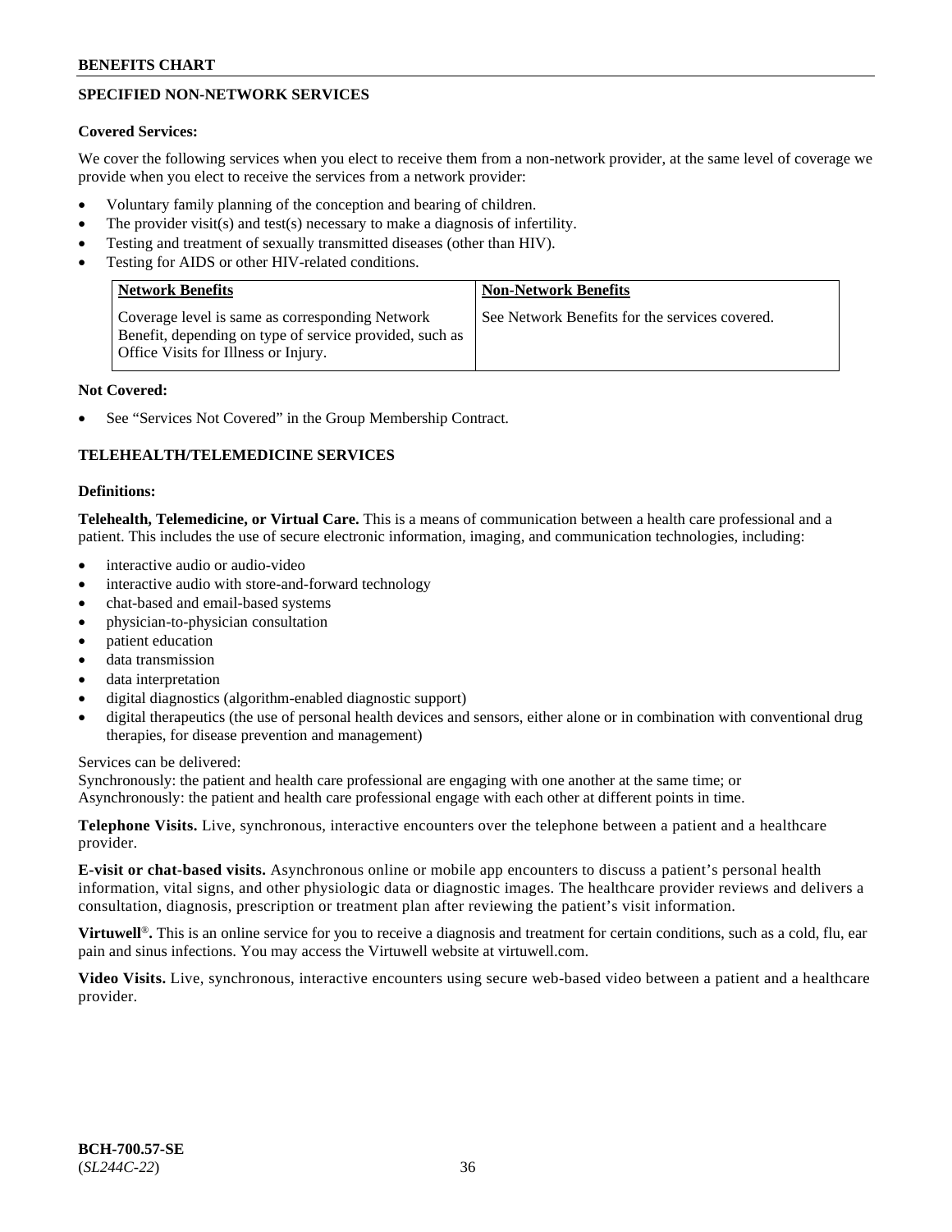## SPECIFIED NON-NETWORK SERVICES

**Covered Services:**

We cover the following services when you elect to receive them from a non-network provider, at the same level of coverage we provide when you elect to receive the services from a network provider:

- Voluntary family planning of the conception and bearing of children.
- The provider visit(s) and test(s) necessary to make a diagnosis of infertility.
- Testing and treatment of sexually transmitted diseases (other than HIV).
- Testing for AIDS or other HIV-related conditions.

| Network Benefits | Non-Network Benefits |
| --- | --- |
| Coverage level is same as corresponding Network Benefit, depending on type of service provided, such as Office Visits for Illness or Injury. | See Network Benefits for the services covered. |

**Not Covered:**

- See "Services Not Covered" in the Group Membership Contract.

## TELEHEALTH/TELEMEDICINE SERVICES

**Definitions:**

**Telehealth, Telemedicine, or Virtual Care.** This is a means of communication between a health care professional and a patient. This includes the use of secure electronic information, imaging, and communication technologies, including:

- interactive audio or audio-video
- interactive audio with store-and-forward technology
- chat-based and email-based systems
- physician-to-physician consultation
- patient education
- data transmission
- data interpretation
- digital diagnostics (algorithm-enabled diagnostic support)
- digital therapeutics (the use of personal health devices and sensors, either alone or in combination with conventional drug therapies, for disease prevention and management)

Services can be delivered:
Synchronously: the patient and health care professional are engaging with one another at the same time; or
Asynchronously: the patient and health care professional engage with each other at different points in time.

**Telephone Visits.** Live, synchronous, interactive encounters over the telephone between a patient and a healthcare provider.

**E-visit or chat-based visits.** Asynchronous online or mobile app encounters to discuss a patient's personal health information, vital signs, and other physiologic data or diagnostic images. The healthcare provider reviews and delivers a consultation, diagnosis, prescription or treatment plan after reviewing the patient's visit information.

**Virtuwell®.** This is an online service for you to receive a diagnosis and treatment for certain conditions, such as a cold, flu, ear pain and sinus infections. You may access the Virtuwell website at virtuwell.com.

**Video Visits.** Live, synchronous, interactive encounters using secure web-based video between a patient and a healthcare provider.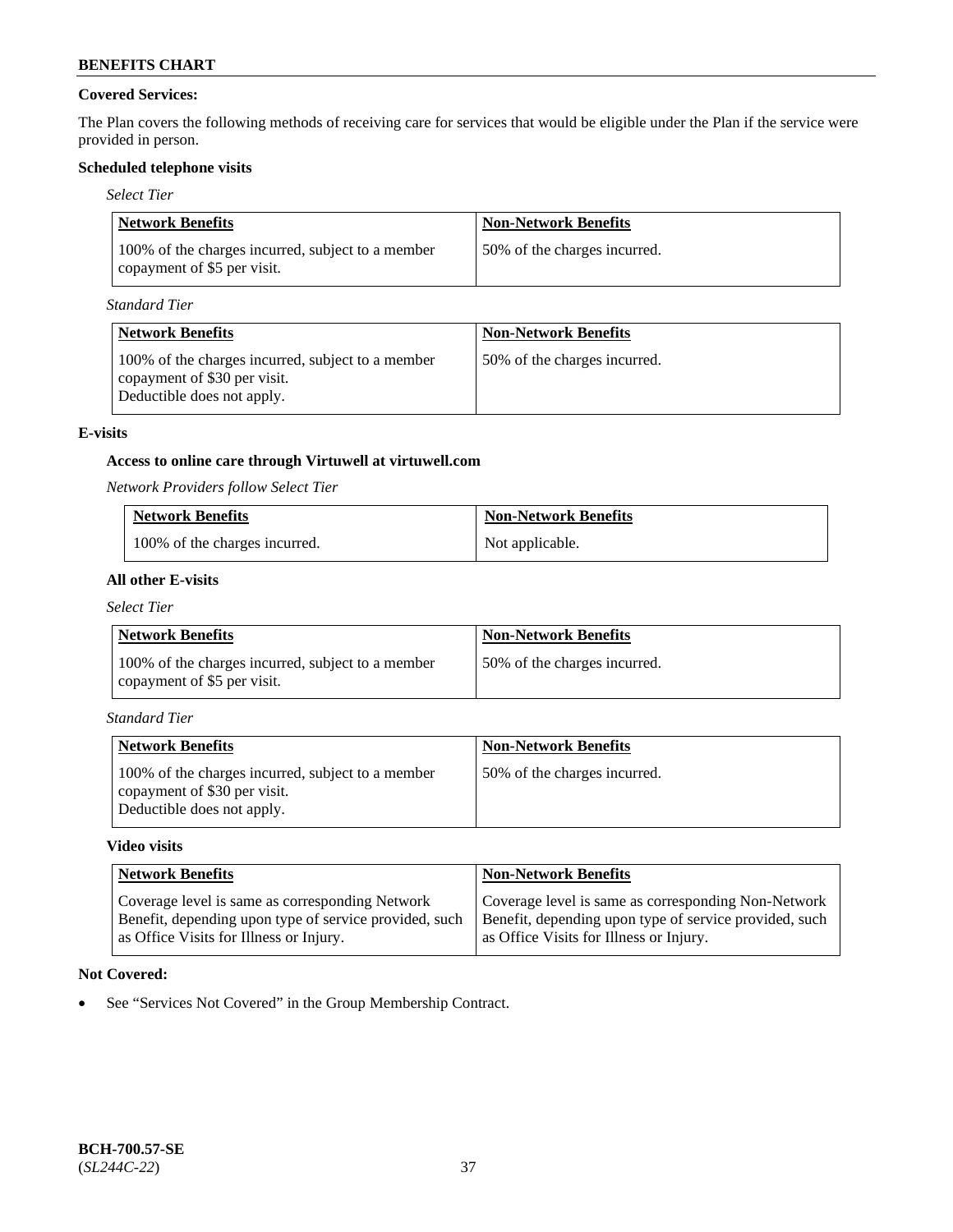**Covered Services:**

The Plan covers the following methods of receiving care for services that would be eligible under the Plan if the service were provided in person.

**Scheduled telephone visits**

*Select Tier*

| Network Benefits | Non-Network Benefits |
|---|---|
| 100% of the charges incurred, subject to a member copayment of $5 per visit. | 50% of the charges incurred. |

*Standard Tier*

| Network Benefits | Non-Network Benefits |
|---|---|
| 100% of the charges incurred, subject to a member copayment of $30 per visit. Deductible does not apply. | 50% of the charges incurred. |

**E-visits**

**Access to online care through Virtuwell at virtuwell.com**

*Network Providers follow Select Tier*

| Network Benefits | Non-Network Benefits |
|---|---|
| 100% of the charges incurred. | Not applicable. |

**All other E-visits**

*Select Tier*

| Network Benefits | Non-Network Benefits |
|---|---|
| 100% of the charges incurred, subject to a member copayment of $5 per visit. | 50% of the charges incurred. |

*Standard Tier*

| Network Benefits | Non-Network Benefits |
|---|---|
| 100% of the charges incurred, subject to a member copayment of $30 per visit. Deductible does not apply. | 50% of the charges incurred. |

**Video visits**

| Network Benefits | Non-Network Benefits |
|---|---|
| Coverage level is same as corresponding Network Benefit, depending upon type of service provided, such as Office Visits for Illness or Injury. | Coverage level is same as corresponding Non-Network Benefit, depending upon type of service provided, such as Office Visits for Illness or Injury. |

**Not Covered:**

- See "Services Not Covered" in the Group Membership Contract.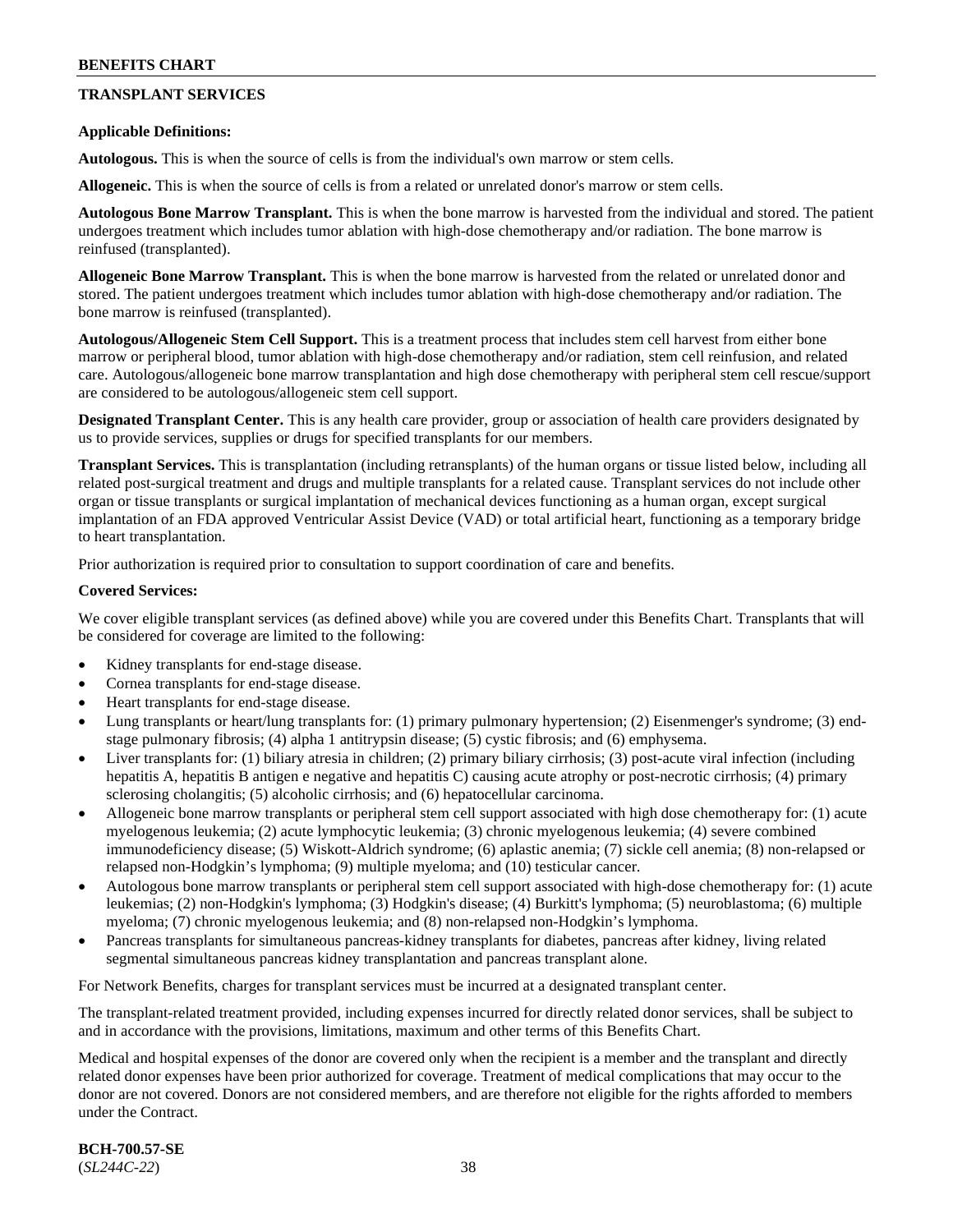## TRANSPLANT SERVICES

**Applicable Definitions:**

**Autologous.** This is when the source of cells is from the individual's own marrow or stem cells.

**Allogeneic.** This is when the source of cells is from a related or unrelated donor's marrow or stem cells.

**Autologous Bone Marrow Transplant.** This is when the bone marrow is harvested from the individual and stored. The patient undergoes treatment which includes tumor ablation with high-dose chemotherapy and/or radiation. The bone marrow is reinfused (transplanted).

**Allogeneic Bone Marrow Transplant.** This is when the bone marrow is harvested from the related or unrelated donor and stored. The patient undergoes treatment which includes tumor ablation with high-dose chemotherapy and/or radiation. The bone marrow is reinfused (transplanted).

**Autologous/Allogeneic Stem Cell Support.** This is a treatment process that includes stem cell harvest from either bone marrow or peripheral blood, tumor ablation with high-dose chemotherapy and/or radiation, stem cell reinfusion, and related care. Autologous/allogeneic bone marrow transplantation and high dose chemotherapy with peripheral stem cell rescue/support are considered to be autologous/allogeneic stem cell support.

**Designated Transplant Center.** This is any health care provider, group or association of health care providers designated by us to provide services, supplies or drugs for specified transplants for our members.

**Transplant Services.** This is transplantation (including retransplants) of the human organs or tissue listed below, including all related post-surgical treatment and drugs and multiple transplants for a related cause. Transplant services do not include other organ or tissue transplants or surgical implantation of mechanical devices functioning as a human organ, except surgical implantation of an FDA approved Ventricular Assist Device (VAD) or total artificial heart, functioning as a temporary bridge to heart transplantation.

Prior authorization is required prior to consultation to support coordination of care and benefits.

**Covered Services:**

We cover eligible transplant services (as defined above) while you are covered under this Benefits Chart. Transplants that will be considered for coverage are limited to the following:

- Kidney transplants for end-stage disease.
- Cornea transplants for end-stage disease.
- Heart transplants for end-stage disease.
- Lung transplants or heart/lung transplants for: (1) primary pulmonary hypertension; (2) Eisenmenger's syndrome; (3) end-stage pulmonary fibrosis; (4) alpha 1 antitrypsin disease; (5) cystic fibrosis; and (6) emphysema.
- Liver transplants for: (1) biliary atresia in children; (2) primary biliary cirrhosis; (3) post-acute viral infection (including hepatitis A, hepatitis B antigen e negative and hepatitis C) causing acute atrophy or post-necrotic cirrhosis; (4) primary sclerosing cholangitis; (5) alcoholic cirrhosis; and (6) hepatocellular carcinoma.
- Allogeneic bone marrow transplants or peripheral stem cell support associated with high dose chemotherapy for: (1) acute myelogenous leukemia; (2) acute lymphocytic leukemia; (3) chronic myelogenous leukemia; (4) severe combined immunodeficiency disease; (5) Wiskott-Aldrich syndrome; (6) aplastic anemia; (7) sickle cell anemia; (8) non-relapsed or relapsed non-Hodgkin's lymphoma; (9) multiple myeloma; and (10) testicular cancer.
- Autologous bone marrow transplants or peripheral stem cell support associated with high-dose chemotherapy for: (1) acute leukemias; (2) non-Hodgkin's lymphoma; (3) Hodgkin's disease; (4) Burkitt's lymphoma; (5) neuroblastoma; (6) multiple myeloma; (7) chronic myelogenous leukemia; and (8) non-relapsed non-Hodgkin's lymphoma.
- Pancreas transplants for simultaneous pancreas-kidney transplants for diabetes, pancreas after kidney, living related segmental simultaneous pancreas kidney transplantation and pancreas transplant alone.

For Network Benefits, charges for transplant services must be incurred at a designated transplant center.

The transplant-related treatment provided, including expenses incurred for directly related donor services, shall be subject to and in accordance with the provisions, limitations, maximum and other terms of this Benefits Chart.

Medical and hospital expenses of the donor are covered only when the recipient is a member and the transplant and directly related donor expenses have been prior authorized for coverage. Treatment of medical complications that may occur to the donor are not covered. Donors are not considered members, and are therefore not eligible for the rights afforded to members under the Contract.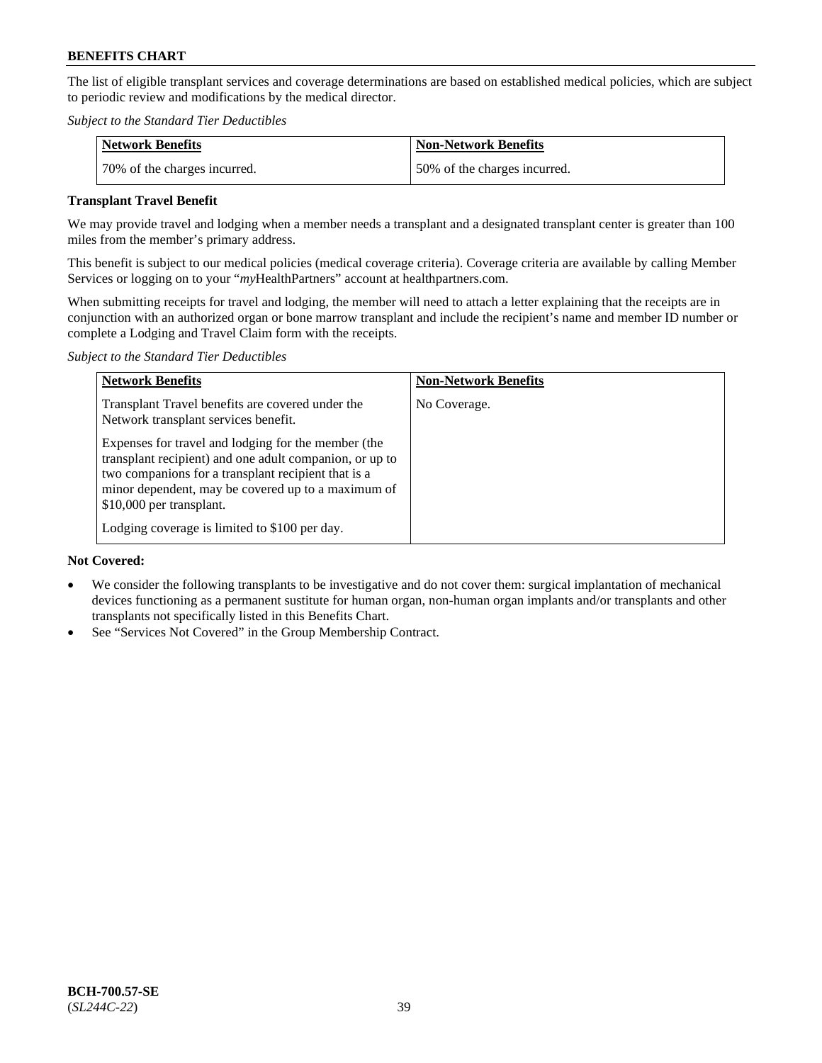The list of eligible transplant services and coverage determinations are based on established medical policies, which are subject to periodic review and modifications by the medical director.

*Subject to the Standard Tier Deductibles*

| Network Benefits | Non-Network Benefits |
|---|---|
| 70% of the charges incurred. | 50% of the charges incurred. |

**Transplant Travel Benefit**

We may provide travel and lodging when a member needs a transplant and a designated transplant center is greater than 100 miles from the member's primary address.

This benefit is subject to our medical policies (medical coverage criteria). Coverage criteria are available by calling Member Services or logging on to your "*my*HealthPartners" account at healthpartners.com.

When submitting receipts for travel and lodging, the member will need to attach a letter explaining that the receipts are in conjunction with an authorized organ or bone marrow transplant and include the recipient's name and member ID number or complete a Lodging and Travel Claim form with the receipts.

*Subject to the Standard Tier Deductibles*

| Network Benefits | Non-Network Benefits |
|---|---|
| Transplant Travel benefits are covered under the Network transplant services benefit.<br><br>Expenses for travel and lodging for the member (the transplant recipient) and one adult companion, or up to two companions for a transplant recipient that is a minor dependent, may be covered up to a maximum of $10,000 per transplant.<br><br>Lodging coverage is limited to $100 per day. | No Coverage. |

**Not Covered:**

- We consider the following transplants to be investigative and do not cover them: surgical implantation of mechanical devices functioning as a permanent sustitute for human organ, non-human organ implants and/or transplants and other transplants not specifically listed in this Benefits Chart.
- See "Services Not Covered" in the Group Membership Contract.